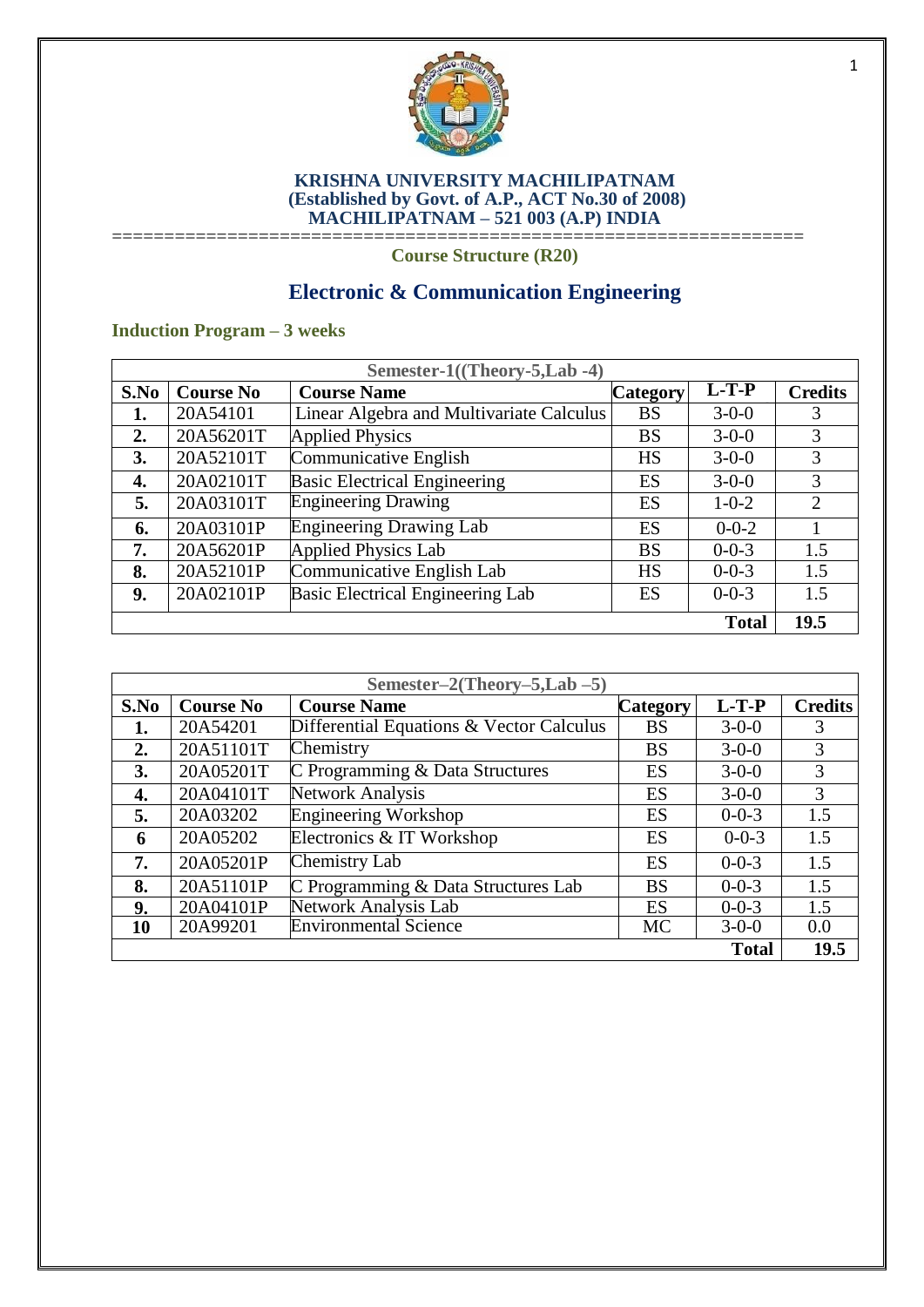**KRISHNA UNIVERSITY MACHILIPATNAM**
**(Established by Govt. of A.P., ACT No.30 of 2008)**
**MACHILIPATNAM – 521 003 (A.P) INDIA**

==================================================================

**Course Structure (R20)**

# Electronic & Communication Engineering

## Induction Program – 3 weeks

| Semester-1((Theory-5,Lab -4) | | | | | |
|---|---|---|---|---|---|
| **S.No** | **Course No** | **Course Name** | **Category** | **L-T-P** | **Credits** |
| **1.** | 20A54101 | Linear Algebra and Multivariate Calculus | BS | 3-0-0 | 3 |
| **2.** | 20A56201T | Applied Physics | BS | 3-0-0 | 3 |
| **3.** | 20A52101T | Communicative English | HS | 3-0-0 | 3 |
| **4.** | 20A02101T | Basic Electrical Engineering | ES | 3-0-0 | 3 |
| **5.** | 20A03101T | Engineering Drawing | ES | 1-0-2 | 2 |
| **6.** | 20A03101P | Engineering Drawing Lab | ES | 0-0-2 | 1 |
| **7.** | 20A56201P | Applied Physics Lab | BS | 0-0-3 | 1.5 |
| **8.** | 20A52101P | Communicative English Lab | HS | 0-0-3 | 1.5 |
| **9.** | 20A02101P | Basic Electrical Engineering Lab | ES | 0-0-3 | 1.5 |
| | | | | **Total** | **19.5** |

| Semester–2(Theory–5,Lab –5) | | | | | |
|---|---|---|---|---|---|
| **S.No** | **Course No** | **Course Name** | **Category** | **L-T-P** | **Credits** |
| **1.** | 20A54201 | Differential Equations & Vector Calculus | BS | 3-0-0 | 3 |
| **2.** | 20A51101T | Chemistry | BS | 3-0-0 | 3 |
| **3.** | 20A05201T | C Programming & Data Structures | ES | 3-0-0 | 3 |
| **4.** | 20A04101T | Network Analysis | ES | 3-0-0 | 3 |
| **5.** | 20A03202 | Engineering Workshop | ES | 0-0-3 | 1.5 |
| **6** | 20A05202 | Electronics & IT Workshop | ES | 0-0-3 | 1.5 |
| **7.** | 20A05201P | Chemistry Lab | ES | 0-0-3 | 1.5 |
| **8.** | 20A51101P | C Programming & Data Structures Lab | BS | 0-0-3 | 1.5 |
| **9.** | 20A04101P | Network Analysis Lab | ES | 0-0-3 | 1.5 |
| **10** | 20A99201 | Environmental Science | MC | 3-0-0 | 0.0 |
| | | | | **Total** | **19.5** |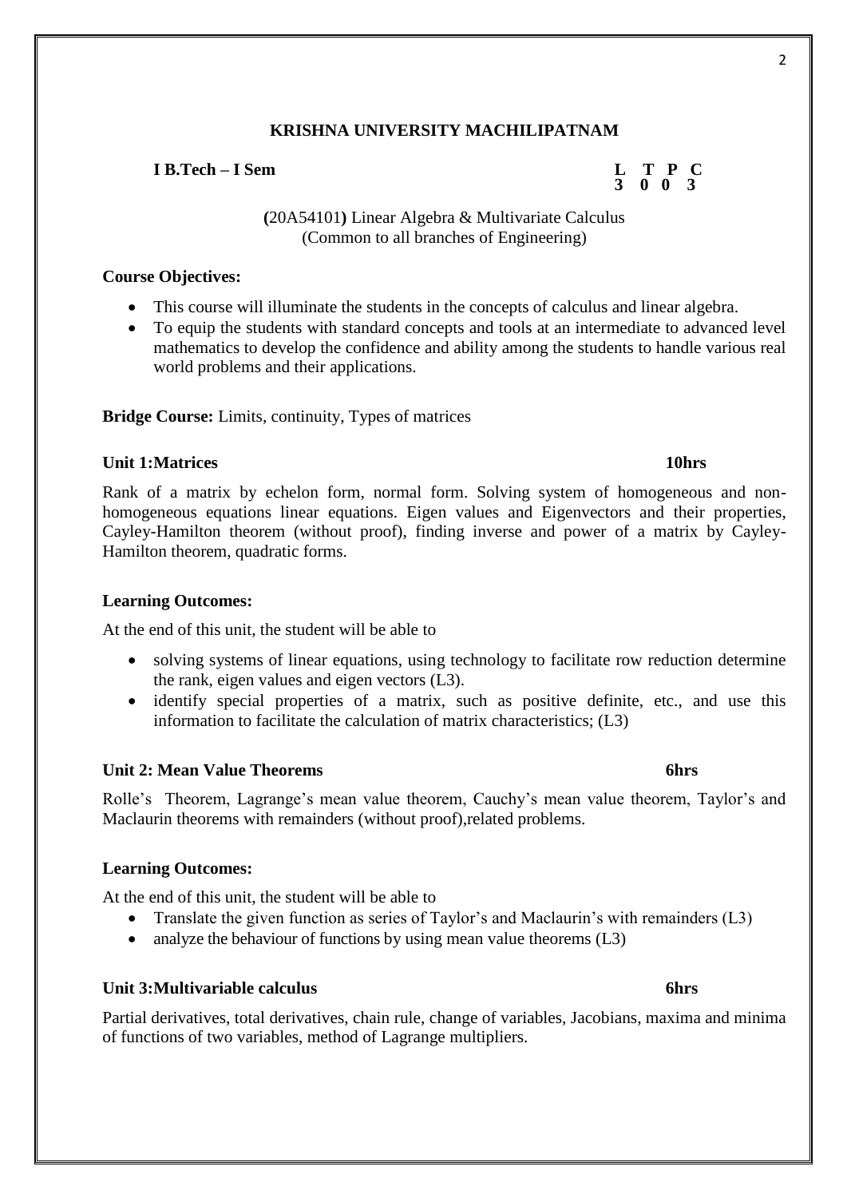**KRISHNA UNIVERSITY MACHILIPATNAM**

**I B.Tech – I Sem**

| L | T | P | C |
|---|---|---|---|
| 3 | 0 | 0 | 3 |

**(**20A54101**)** Linear Algebra & Multivariate Calculus
(Common to all branches of Engineering)

**Course Objectives:**

- This course will illuminate the students in the concepts of calculus and linear algebra.
- To equip the students with standard concepts and tools at an intermediate to advanced level mathematics to develop the confidence and ability among the students to handle various real world problems and their applications.

**Bridge Course:** Limits, continuity, Types of matrices

**Unit 1:Matrices** **10hrs**

Rank of a matrix by echelon form, normal form. Solving system of homogeneous and non-homogeneous equations linear equations. Eigen values and Eigenvectors and their properties, Cayley-Hamilton theorem (without proof), finding inverse and power of a matrix by Cayley-Hamilton theorem, quadratic forms.

**Learning Outcomes:**

At the end of this unit, the student will be able to

- solving systems of linear equations, using technology to facilitate row reduction determine the rank, eigen values and eigen vectors (L3).
- identify special properties of a matrix, such as positive definite, etc., and use this information to facilitate the calculation of matrix characteristics; (L3)

**Unit 2: Mean Value Theorems** **6hrs**

Rolle's Theorem, Lagrange's mean value theorem, Cauchy's mean value theorem, Taylor's and Maclaurin theorems with remainders (without proof),related problems.

**Learning Outcomes:**

At the end of this unit, the student will be able to

- Translate the given function as series of Taylor's and Maclaurin's with remainders (L3)
- analyze the behaviour of functions by using mean value theorems (L3)

**Unit 3:Multivariable calculus** **6hrs**

Partial derivatives, total derivatives, chain rule, change of variables, Jacobians, maxima and minima of functions of two variables, method of Lagrange multipliers.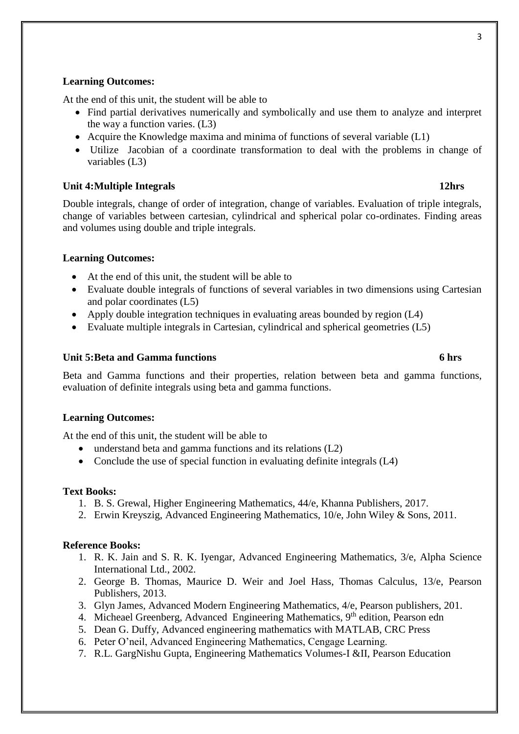**Learning Outcomes:**

At the end of this unit, the student will be able to

- Find partial derivatives numerically and symbolically and use them to analyze and interpret the way a function varies. (L3)
- Acquire the Knowledge maxima and minima of functions of several variable (L1)
- Utilize Jacobian of a coordinate transformation to deal with the problems in change of variables (L3)

**Unit 4:Multiple Integrals 12hrs**

Double integrals, change of order of integration, change of variables. Evaluation of triple integrals, change of variables between cartesian, cylindrical and spherical polar co-ordinates. Finding areas and volumes using double and triple integrals.

**Learning Outcomes:**

- At the end of this unit, the student will be able to
- Evaluate double integrals of functions of several variables in two dimensions using Cartesian and polar coordinates (L5)
- Apply double integration techniques in evaluating areas bounded by region (L4)
- Evaluate multiple integrals in Cartesian, cylindrical and spherical geometries (L5)

**Unit 5:Beta and Gamma functions 6 hrs**

Beta and Gamma functions and their properties, relation between beta and gamma functions, evaluation of definite integrals using beta and gamma functions.

**Learning Outcomes:**

At the end of this unit, the student will be able to

- understand beta and gamma functions and its relations (L2)
- Conclude the use of special function in evaluating definite integrals (L4)

**Text Books:**

1. B. S. Grewal, Higher Engineering Mathematics, 44/e, Khanna Publishers, 2017.
2. Erwin Kreyszig, Advanced Engineering Mathematics, 10/e, John Wiley & Sons, 2011.

**Reference Books:**

1. R. K. Jain and S. R. K. Iyengar, Advanced Engineering Mathematics, 3/e, Alpha Science International Ltd., 2002.
2. George B. Thomas, Maurice D. Weir and Joel Hass, Thomas Calculus, 13/e, Pearson Publishers, 2013.
3. Glyn James, Advanced Modern Engineering Mathematics, 4/e, Pearson publishers, 201.
4. Micheael Greenberg, Advanced Engineering Mathematics, 9th edition, Pearson edn
5. Dean G. Duffy, Advanced engineering mathematics with MATLAB, CRC Press
6. Peter O'neil, Advanced Engineering Mathematics, Cengage Learning.
7. R.L. GargNishu Gupta, Engineering Mathematics Volumes-I &II, Pearson Education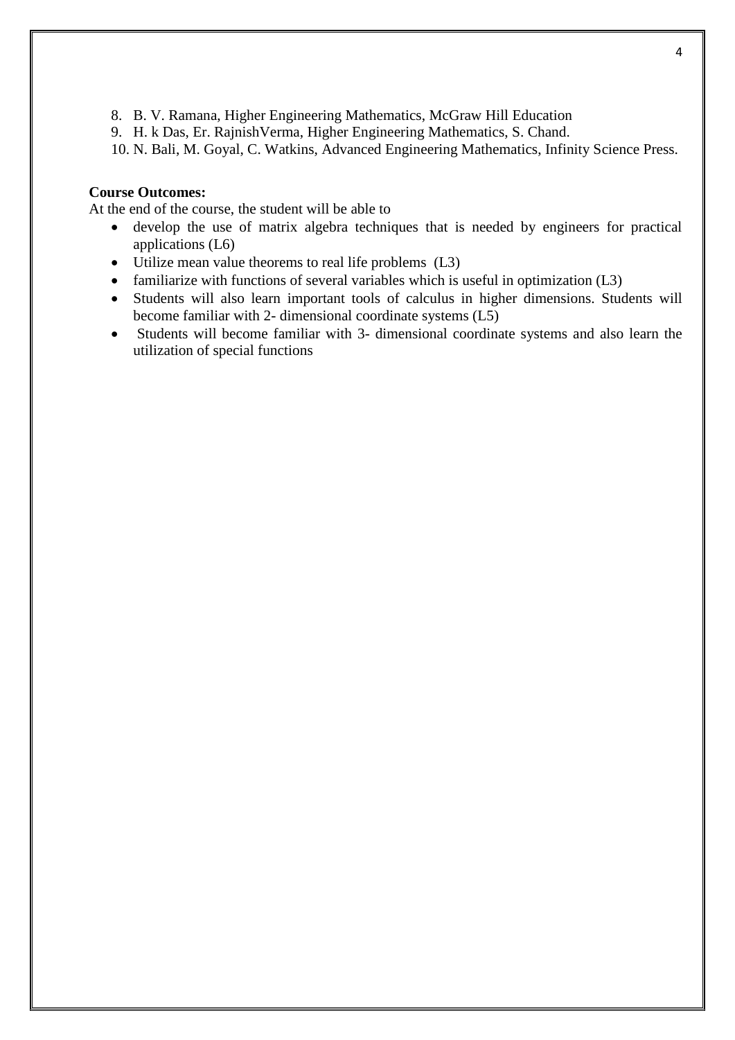8. B. V. Ramana, Higher Engineering Mathematics, McGraw Hill Education
9. H. k Das, Er. RajnishVerma, Higher Engineering Mathematics, S. Chand.
10. N. Bali, M. Goyal, C. Watkins, Advanced Engineering Mathematics, Infinity Science Press.

**Course Outcomes:**

At the end of the course, the student will be able to

- develop the use of matrix algebra techniques that is needed by engineers for practical applications (L6)
- Utilize mean value theorems to real life problems (L3)
- familiarize with functions of several variables which is useful in optimization (L3)
- Students will also learn important tools of calculus in higher dimensions. Students will become familiar with 2- dimensional coordinate systems (L5)
- Students will become familiar with 3- dimensional coordinate systems and also learn the utilization of special functions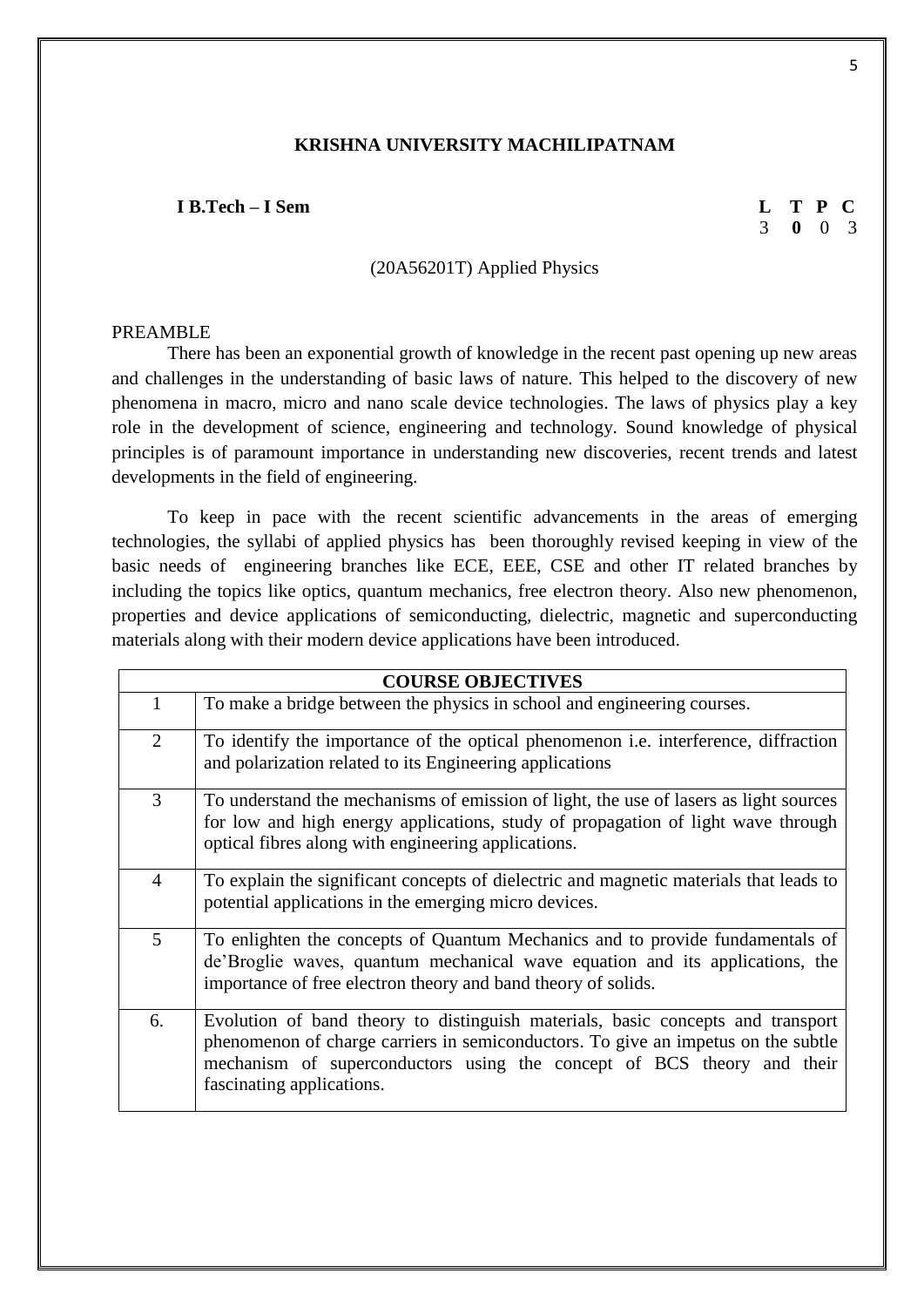# KRISHNA UNIVERSITY MACHILIPATNAM

**I B.Tech – I Sem**

| L | T | P | C |
|---|---|---|---|
| 3 | **0** | 0 | 3 |

(20A56201T) Applied Physics

PREAMBLE

There has been an exponential growth of knowledge in the recent past opening up new areas and challenges in the understanding of basic laws of nature. This helped to the discovery of new phenomena in macro, micro and nano scale device technologies. The laws of physics play a key role in the development of science, engineering and technology. Sound knowledge of physical principles is of paramount importance in understanding new discoveries, recent trends and latest developments in the field of engineering.

To keep in pace with the recent scientific advancements in the areas of emerging technologies, the syllabi of applied physics has been thoroughly revised keeping in view of the basic needs of engineering branches like ECE, EEE, CSE and other IT related branches by including the topics like optics, quantum mechanics, free electron theory. Also new phenomenon, properties and device applications of semiconducting, dielectric, magnetic and superconducting materials along with their modern device applications have been introduced.

| **COURSE OBJECTIVES** | |
|---|---|
| 1 | To make a bridge between the physics in school and engineering courses. |
| 2 | To identify the importance of the optical phenomenon i.e. interference, diffraction and polarization related to its Engineering applications |
| 3 | To understand the mechanisms of emission of light, the use of lasers as light sources for low and high energy applications, study of propagation of light wave through optical fibres along with engineering applications. |
| 4 | To explain the significant concepts of dielectric and magnetic materials that leads to potential applications in the emerging micro devices. |
| 5 | To enlighten the concepts of Quantum Mechanics and to provide fundamentals of de'Broglie waves, quantum mechanical wave equation and its applications, the importance of free electron theory and band theory of solids. |
| 6. | Evolution of band theory to distinguish materials, basic concepts and transport phenomenon of charge carriers in semiconductors. To give an impetus on the subtle mechanism of superconductors using the concept of BCS theory and their fascinating applications. |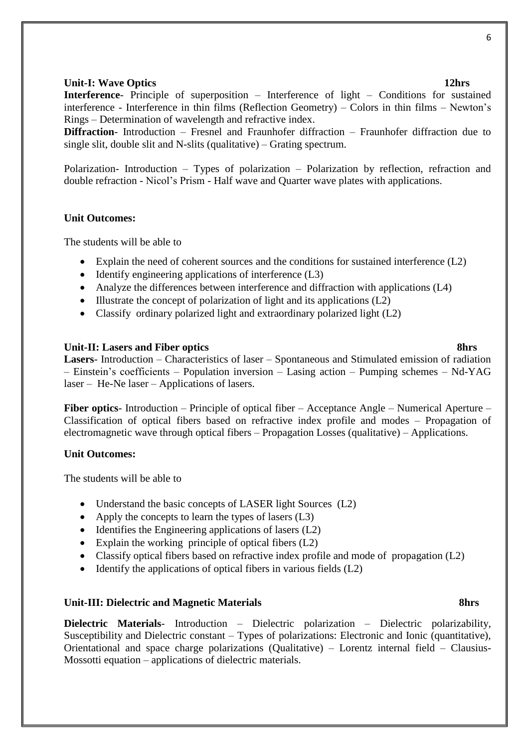**Unit-I: Wave Optics 12hrs**

**Interference**- Principle of superposition – Interference of light – Conditions for sustained interference - Interference in thin films (Reflection Geometry) – Colors in thin films – Newton's Rings – Determination of wavelength and refractive index.

**Diffraction**- Introduction – Fresnel and Fraunhofer diffraction – Fraunhofer diffraction due to single slit, double slit and N-slits (qualitative) – Grating spectrum.

Polarization- Introduction – Types of polarization – Polarization by reflection, refraction and double refraction - Nicol's Prism - Half wave and Quarter wave plates with applications.

**Unit Outcomes:**

The students will be able to

- Explain the need of coherent sources and the conditions for sustained interference (L2)
- Identify engineering applications of interference (L3)
- Analyze the differences between interference and diffraction with applications (L4)
- Illustrate the concept of polarization of light and its applications (L2)
- Classify ordinary polarized light and extraordinary polarized light (L2)

**Unit-II: Lasers and Fiber optics 8hrs**

**Lasers**- Introduction – Characteristics of laser – Spontaneous and Stimulated emission of radiation – Einstein's coefficients – Population inversion – Lasing action – Pumping schemes – Nd-YAG laser – He-Ne laser – Applications of lasers.

**Fiber optics**- Introduction – Principle of optical fiber – Acceptance Angle – Numerical Aperture – Classification of optical fibers based on refractive index profile and modes – Propagation of electromagnetic wave through optical fibers – Propagation Losses (qualitative) – Applications.

**Unit Outcomes:**

The students will be able to

- Understand the basic concepts of LASER light Sources (L2)
- Apply the concepts to learn the types of lasers (L3)
- Identifies the Engineering applications of lasers (L2)
- Explain the working principle of optical fibers (L2)
- Classify optical fibers based on refractive index profile and mode of propagation (L2)
- Identify the applications of optical fibers in various fields (L2)

**Unit-III: Dielectric and Magnetic Materials 8hrs**

**Dielectric Materials**- Introduction – Dielectric polarization – Dielectric polarizability, Susceptibility and Dielectric constant – Types of polarizations: Electronic and Ionic (quantitative), Orientational and space charge polarizations (Qualitative) – Lorentz internal field – Clausius-Mossotti equation – applications of dielectric materials.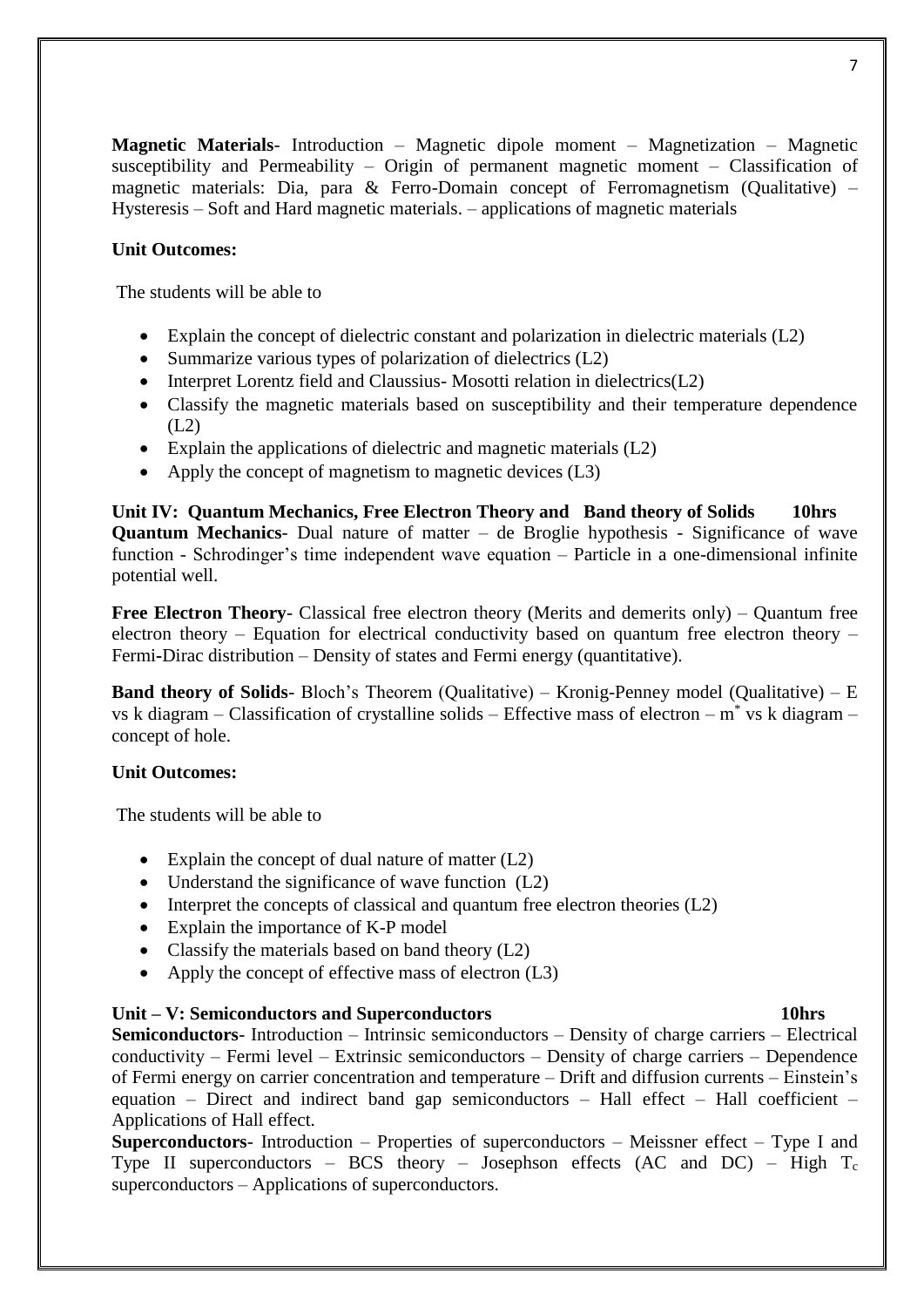**Magnetic Materials**- Introduction – Magnetic dipole moment – Magnetization – Magnetic susceptibility and Permeability – Origin of permanent magnetic moment – Classification of magnetic materials: Dia, para & Ferro-Domain concept of Ferromagnetism (Qualitative) – Hysteresis – Soft and Hard magnetic materials. – applications of magnetic materials

**Unit Outcomes:**

The students will be able to

- Explain the concept of dielectric constant and polarization in dielectric materials (L2)
- Summarize various types of polarization of dielectrics (L2)
- Interpret Lorentz field and Claussius- Mosotti relation in dielectrics(L2)
- Classify the magnetic materials based on susceptibility and their temperature dependence (L2)
- Explain the applications of dielectric and magnetic materials (L2)
- Apply the concept of magnetism to magnetic devices (L3)

**Unit IV: Quantum Mechanics, Free Electron Theory and Band theory of Solids 10hrs**

**Quantum Mechanics**- Dual nature of matter – de Broglie hypothesis - Significance of wave function - Schrodinger's time independent wave equation – Particle in a one-dimensional infinite potential well.

**Free Electron Theory**- Classical free electron theory (Merits and demerits only) – Quantum free electron theory – Equation for electrical conductivity based on quantum free electron theory – Fermi-Dirac distribution – Density of states and Fermi energy (quantitative).

**Band theory of Solids**- Bloch's Theorem (Qualitative) – Kronig-Penney model (Qualitative) – E vs k diagram – Classification of crystalline solids – Effective mass of electron – $m^*$ vs k diagram – concept of hole.

**Unit Outcomes:**

The students will be able to

- Explain the concept of dual nature of matter (L2)
- Understand the significance of wave function (L2)
- Interpret the concepts of classical and quantum free electron theories (L2)
- Explain the importance of K-P model
- Classify the materials based on band theory (L2)
- Apply the concept of effective mass of electron (L3)

**Unit – V: Semiconductors and Superconductors 10hrs**

**Semiconductors**- Introduction – Intrinsic semiconductors – Density of charge carriers – Electrical conductivity – Fermi level – Extrinsic semiconductors – Density of charge carriers – Dependence of Fermi energy on carrier concentration and temperature – Drift and diffusion currents – Einstein's equation – Direct and indirect band gap semiconductors – Hall effect – Hall coefficient – Applications of Hall effect.

**Superconductors**- Introduction – Properties of superconductors – Meissner effect – Type I and Type II superconductors – BCS theory – Josephson effects (AC and DC) – High $T_c$ superconductors – Applications of superconductors.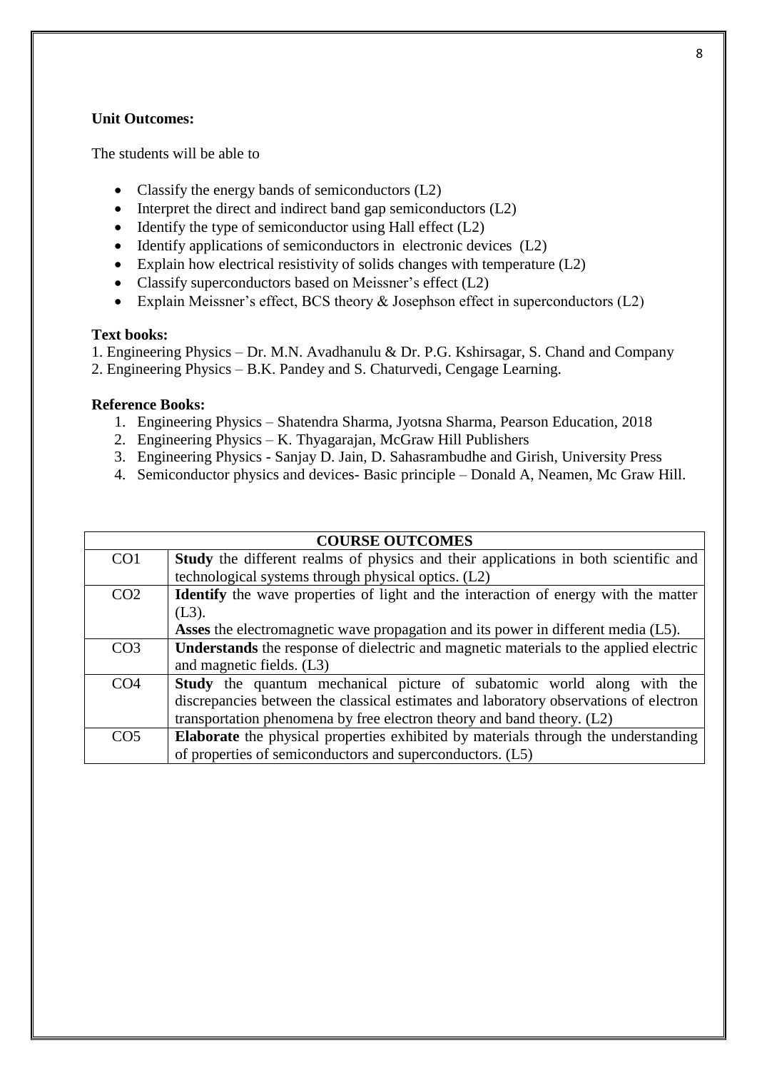**Unit Outcomes:**

The students will be able to

- Classify the energy bands of semiconductors (L2)
- Interpret the direct and indirect band gap semiconductors (L2)
- Identify the type of semiconductor using Hall effect (L2)
- Identify applications of semiconductors in electronic devices (L2)
- Explain how electrical resistivity of solids changes with temperature (L2)
- Classify superconductors based on Meissner's effect (L2)
- Explain Meissner's effect, BCS theory & Josephson effect in superconductors (L2)

**Text books:**

1. Engineering Physics – Dr. M.N. Avadhanulu & Dr. P.G. Kshirsagar, S. Chand and Company
2. Engineering Physics – B.K. Pandey and S. Chaturvedi, Cengage Learning.

**Reference Books:**

1. Engineering Physics – Shatendra Sharma, Jyotsna Sharma, Pearson Education, 2018
2. Engineering Physics – K. Thyagarajan, McGraw Hill Publishers
3. Engineering Physics - Sanjay D. Jain, D. Sahasrambudhe and Girish, University Press
4. Semiconductor physics and devices- Basic principle – Donald A, Neamen, Mc Graw Hill.

| COURSE OUTCOMES | |
|---|---|
| CO1 | **Study** the different realms of physics and their applications in both scientific and technological systems through physical optics. (L2) |
| CO2 | **Identify** the wave properties of light and the interaction of energy with the matter (L3). **Asses** the electromagnetic wave propagation and its power in different media (L5). |
| CO3 | **Understands** the response of dielectric and magnetic materials to the applied electric and magnetic fields. (L3) |
| CO4 | **Study** the quantum mechanical picture of subatomic world along with the discrepancies between the classical estimates and laboratory observations of electron transportation phenomena by free electron theory and band theory. (L2) |
| CO5 | **Elaborate** the physical properties exhibited by materials through the understanding of properties of semiconductors and superconductors. (L5) |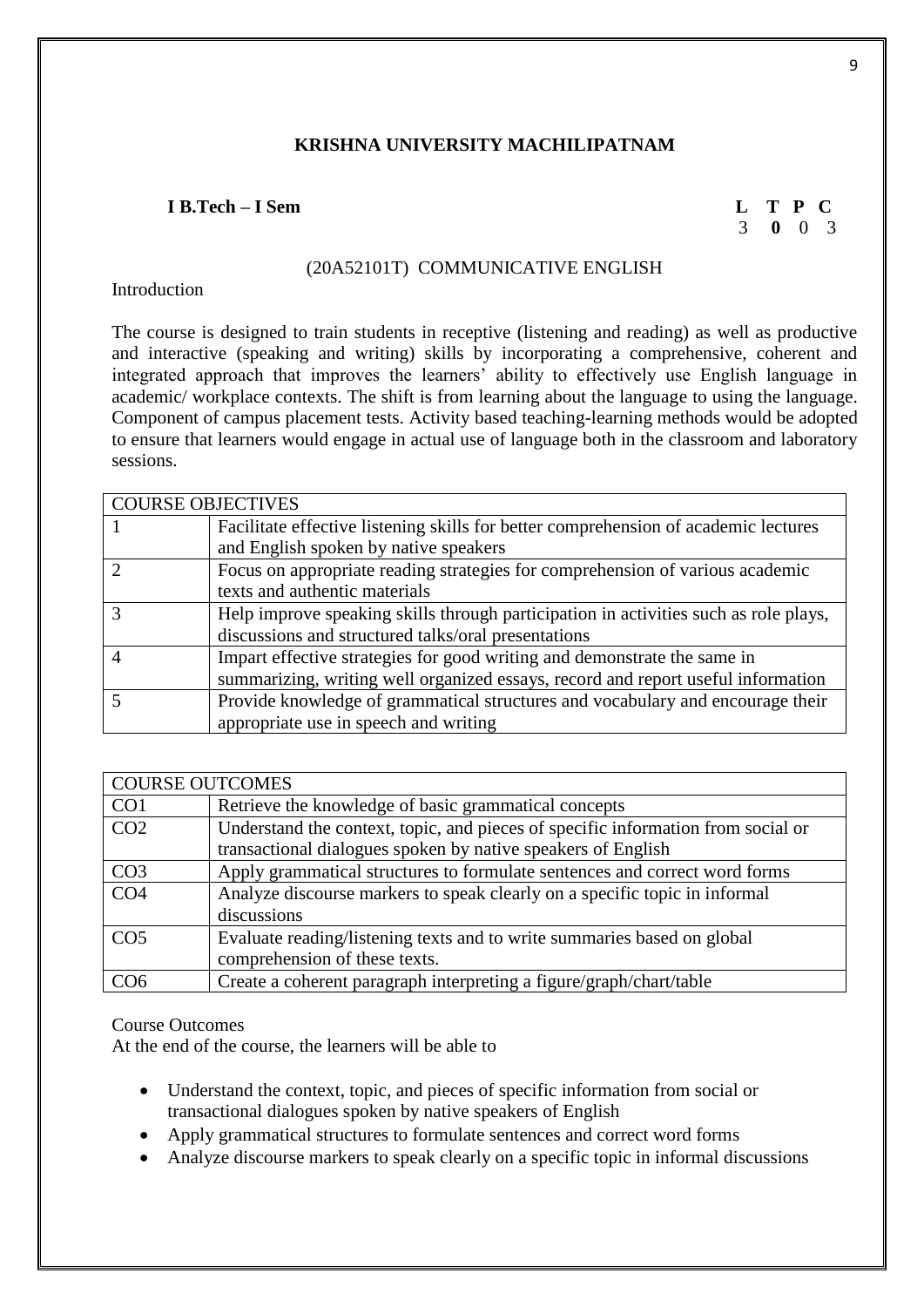**KRISHNA UNIVERSITY MACHILIPATNAM**

**I B.Tech – I Sem**

| L | T | P | C |
|---|---|---|---|
| 3 | 0 | 0 | 3 |

(20A52101T) COMMUNICATIVE ENGLISH

Introduction

The course is designed to train students in receptive (listening and reading) as well as productive and interactive (speaking and writing) skills by incorporating a comprehensive, coherent and integrated approach that improves the learners' ability to effectively use English language in academic/ workplace contexts. The shift is from learning about the language to using the language. Component of campus placement tests. Activity based teaching-learning methods would be adopted to ensure that learners would engage in actual use of language both in the classroom and laboratory sessions.

| COURSE OBJECTIVES | |
|---|---|
| 1 | Facilitate effective listening skills for better comprehension of academic lectures and English spoken by native speakers |
| 2 | Focus on appropriate reading strategies for comprehension of various academic texts and authentic materials |
| 3 | Help improve speaking skills through participation in activities such as role plays, discussions and structured talks/oral presentations |
| 4 | Impart effective strategies for good writing and demonstrate the same in summarizing, writing well organized essays, record and report useful information |
| 5 | Provide knowledge of grammatical structures and vocabulary and encourage their appropriate use in speech and writing |

| COURSE OUTCOMES | |
|---|---|
| CO1 | Retrieve the knowledge of basic grammatical concepts |
| CO2 | Understand the context, topic, and pieces of specific information from social or transactional dialogues spoken by native speakers of English |
| CO3 | Apply grammatical structures to formulate sentences and correct word forms |
| CO4 | Analyze discourse markers to speak clearly on a specific topic in informal discussions |
| CO5 | Evaluate reading/listening texts and to write summaries based on global comprehension of these texts. |
| CO6 | Create a coherent paragraph interpreting a figure/graph/chart/table |

Course Outcomes

At the end of the course, the learners will be able to

- Understand the context, topic, and pieces of specific information from social or transactional dialogues spoken by native speakers of English
- Apply grammatical structures to formulate sentences and correct word forms
- Analyze discourse markers to speak clearly on a specific topic in informal discussions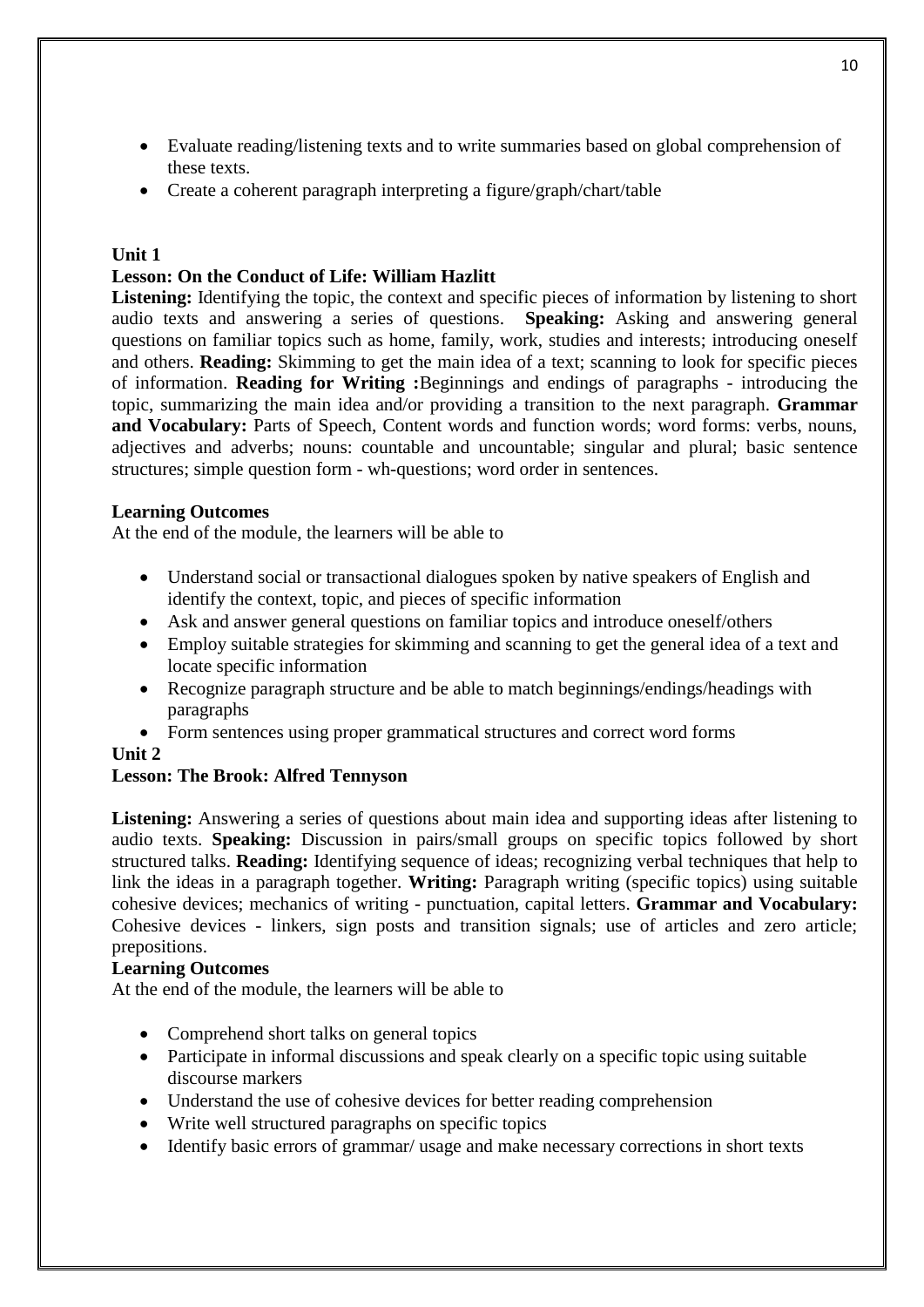- Evaluate reading/listening texts and to write summaries based on global comprehension of these texts.
- Create a coherent paragraph interpreting a figure/graph/chart/table

**Unit 1**

**Lesson: On the Conduct of Life: William Hazlitt**

**Listening:** Identifying the topic, the context and specific pieces of information by listening to short audio texts and answering a series of questions. **Speaking:** Asking and answering general questions on familiar topics such as home, family, work, studies and interests; introducing oneself and others. **Reading:** Skimming to get the main idea of a text; scanning to look for specific pieces of information. **Reading for Writing :**Beginnings and endings of paragraphs - introducing the topic, summarizing the main idea and/or providing a transition to the next paragraph. **Grammar and Vocabulary:** Parts of Speech, Content words and function words; word forms: verbs, nouns, adjectives and adverbs; nouns: countable and uncountable; singular and plural; basic sentence structures; simple question form - wh-questions; word order in sentences.

**Learning Outcomes**

At the end of the module, the learners will be able to

- Understand social or transactional dialogues spoken by native speakers of English and identify the context, topic, and pieces of specific information
- Ask and answer general questions on familiar topics and introduce oneself/others
- Employ suitable strategies for skimming and scanning to get the general idea of a text and locate specific information
- Recognize paragraph structure and be able to match beginnings/endings/headings with paragraphs
- Form sentences using proper grammatical structures and correct word forms

**Unit 2**

**Lesson: The Brook: Alfred Tennyson**

**Listening:** Answering a series of questions about main idea and supporting ideas after listening to audio texts. **Speaking:** Discussion in pairs/small groups on specific topics followed by short structured talks. **Reading:** Identifying sequence of ideas; recognizing verbal techniques that help to link the ideas in a paragraph together. **Writing:** Paragraph writing (specific topics) using suitable cohesive devices; mechanics of writing - punctuation, capital letters. **Grammar and Vocabulary:** Cohesive devices - linkers, sign posts and transition signals; use of articles and zero article; prepositions.

**Learning Outcomes**

At the end of the module, the learners will be able to

- Comprehend short talks on general topics
- Participate in informal discussions and speak clearly on a specific topic using suitable discourse markers
- Understand the use of cohesive devices for better reading comprehension
- Write well structured paragraphs on specific topics
- Identify basic errors of grammar/ usage and make necessary corrections in short texts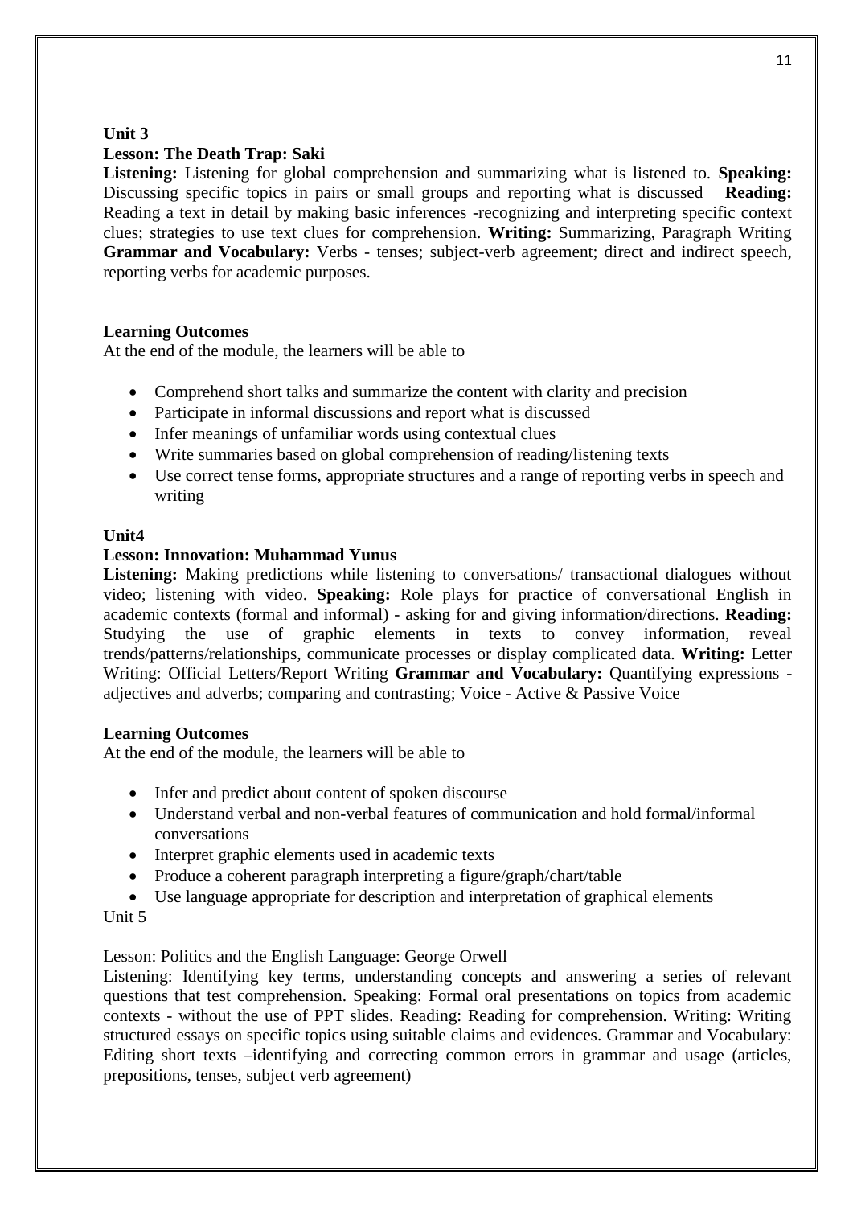**Unit 3**

**Lesson: The Death Trap: Saki**

**Listening:** Listening for global comprehension and summarizing what is listened to. **Speaking:** Discussing specific topics in pairs or small groups and reporting what is discussed **Reading:** Reading a text in detail by making basic inferences -recognizing and interpreting specific context clues; strategies to use text clues for comprehension. **Writing:** Summarizing, Paragraph Writing **Grammar and Vocabulary:** Verbs - tenses; subject-verb agreement; direct and indirect speech, reporting verbs for academic purposes.

**Learning Outcomes**

At the end of the module, the learners will be able to

- Comprehend short talks and summarize the content with clarity and precision
- Participate in informal discussions and report what is discussed
- Infer meanings of unfamiliar words using contextual clues
- Write summaries based on global comprehension of reading/listening texts
- Use correct tense forms, appropriate structures and a range of reporting verbs in speech and writing

**Unit4**

**Lesson: Innovation: Muhammad Yunus**

**Listening:** Making predictions while listening to conversations/ transactional dialogues without video; listening with video. **Speaking:** Role plays for practice of conversational English in academic contexts (formal and informal) - asking for and giving information/directions. **Reading:** Studying the use of graphic elements in texts to convey information, reveal trends/patterns/relationships, communicate processes or display complicated data. **Writing:** Letter Writing: Official Letters/Report Writing **Grammar and Vocabulary:** Quantifying expressions - adjectives and adverbs; comparing and contrasting; Voice - Active & Passive Voice

**Learning Outcomes**

At the end of the module, the learners will be able to

- Infer and predict about content of spoken discourse
- Understand verbal and non-verbal features of communication and hold formal/informal conversations
- Interpret graphic elements used in academic texts
- Produce a coherent paragraph interpreting a figure/graph/chart/table
- Use language appropriate for description and interpretation of graphical elements

Unit 5

Lesson: Politics and the English Language: George Orwell

Listening: Identifying key terms, understanding concepts and answering a series of relevant questions that test comprehension. Speaking: Formal oral presentations on topics from academic contexts - without the use of PPT slides. Reading: Reading for comprehension. Writing: Writing structured essays on specific topics using suitable claims and evidences. Grammar and Vocabulary: Editing short texts –identifying and correcting common errors in grammar and usage (articles, prepositions, tenses, subject verb agreement)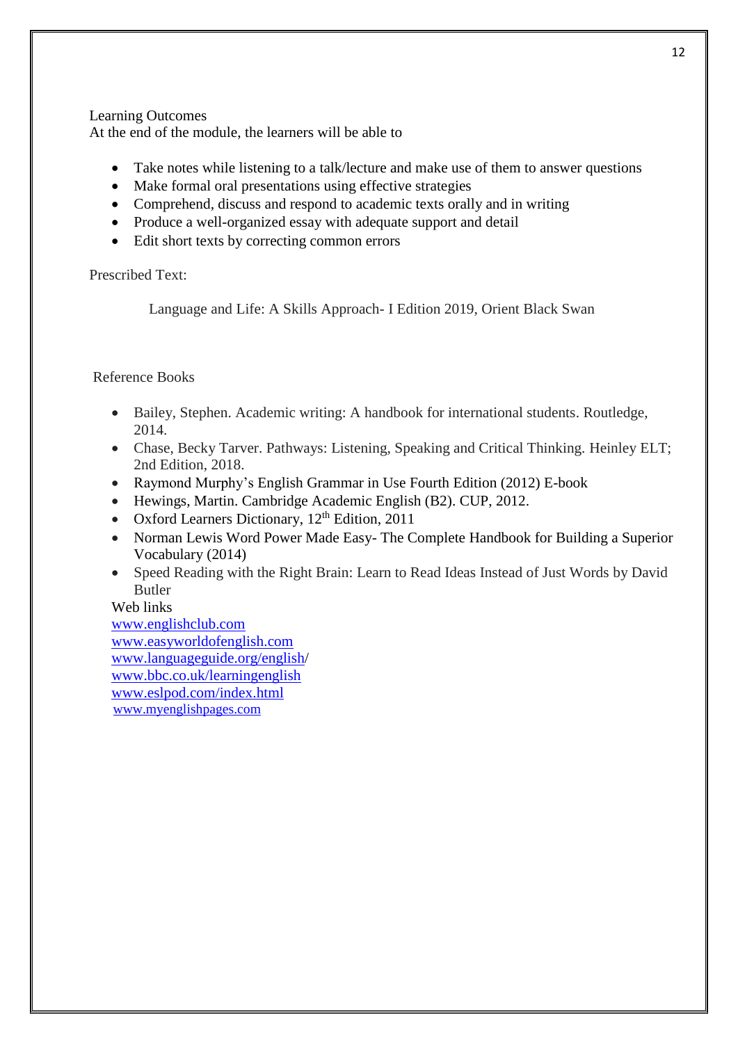Learning Outcomes

At the end of the module, the learners will be able to

- Take notes while listening to a talk/lecture and make use of them to answer questions
- Make formal oral presentations using effective strategies
- Comprehend, discuss and respond to academic texts orally and in writing
- Produce a well-organized essay with adequate support and detail
- Edit short texts by correcting common errors

Prescribed Text:

Language and Life: A Skills Approach- I Edition 2019, Orient Black Swan

Reference Books

- Bailey, Stephen. Academic writing: A handbook for international students. Routledge, 2014.
- Chase, Becky Tarver. Pathways: Listening, Speaking and Critical Thinking. Heinley ELT; 2nd Edition, 2018.
- Raymond Murphy's English Grammar in Use Fourth Edition (2012) E-book
- Hewings, Martin. Cambridge Academic English (B2). CUP, 2012.
- Oxford Learners Dictionary, 12th Edition, 2011
- Norman Lewis Word Power Made Easy- The Complete Handbook for Building a Superior Vocabulary (2014)
- Speed Reading with the Right Brain: Learn to Read Ideas Instead of Just Words by David Butler

Web links

www.englishclub.com
www.easyworldofenglish.com
www.languageguide.org/english/
www.bbc.co.uk/learningenglish
www.eslpod.com/index.html
www.myenglishpages.com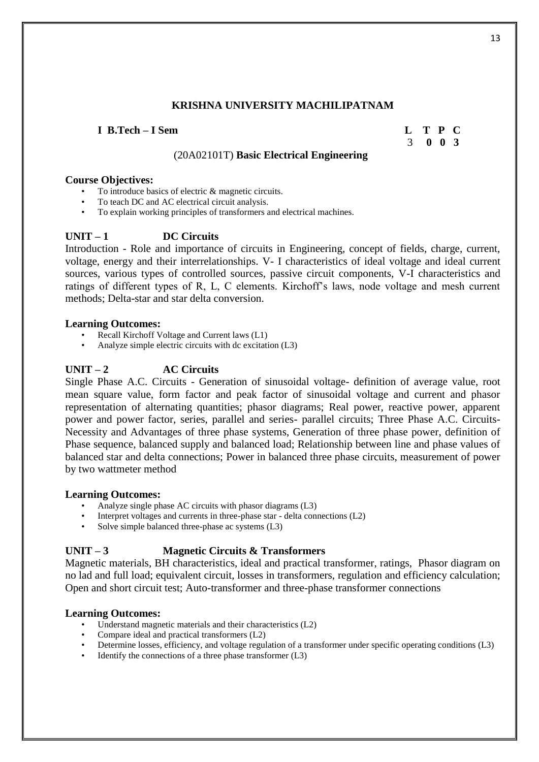**KRISHNA UNIVERSITY MACHILIPATNAM**

**I B.Tech – I Sem** **L T P C**
3 **0 0 3**

(20A02101T) **Basic Electrical Engineering**

**Course Objectives:**

- To introduce basics of electric & magnetic circuits.
- To teach DC and AC electrical circuit analysis.
- To explain working principles of transformers and electrical machines.

**UNIT – 1 DC Circuits**

Introduction - Role and importance of circuits in Engineering, concept of fields, charge, current, voltage, energy and their interrelationships. V- I characteristics of ideal voltage and ideal current sources, various types of controlled sources, passive circuit components, V-I characteristics and ratings of different types of R, L, C elements. Kirchoff's laws, node voltage and mesh current methods; Delta-star and star delta conversion.

**Learning Outcomes:**

- Recall Kirchoff Voltage and Current laws (L1)
- Analyze simple electric circuits with dc excitation (L3)

**UNIT – 2 AC Circuits**

Single Phase A.C. Circuits - Generation of sinusoidal voltage- definition of average value, root mean square value, form factor and peak factor of sinusoidal voltage and current and phasor representation of alternating quantities; phasor diagrams; Real power, reactive power, apparent power and power factor, series, parallel and series- parallel circuits; Three Phase A.C. Circuits- Necessity and Advantages of three phase systems, Generation of three phase power, definition of Phase sequence, balanced supply and balanced load; Relationship between line and phase values of balanced star and delta connections; Power in balanced three phase circuits, measurement of power by two wattmeter method

**Learning Outcomes:**

- Analyze single phase AC circuits with phasor diagrams (L3)
- Interpret voltages and currents in three-phase star - delta connections (L2)
- Solve simple balanced three-phase ac systems (L3)

**UNIT – 3 Magnetic Circuits & Transformers**

Magnetic materials, BH characteristics, ideal and practical transformer, ratings, Phasor diagram on no lad and full load; equivalent circuit, losses in transformers, regulation and efficiency calculation; Open and short circuit test; Auto-transformer and three-phase transformer connections

**Learning Outcomes:**

- Understand magnetic materials and their characteristics (L2)
- Compare ideal and practical transformers (L2)
- Determine losses, efficiency, and voltage regulation of a transformer under specific operating conditions (L3)
- Identify the connections of a three phase transformer (L3)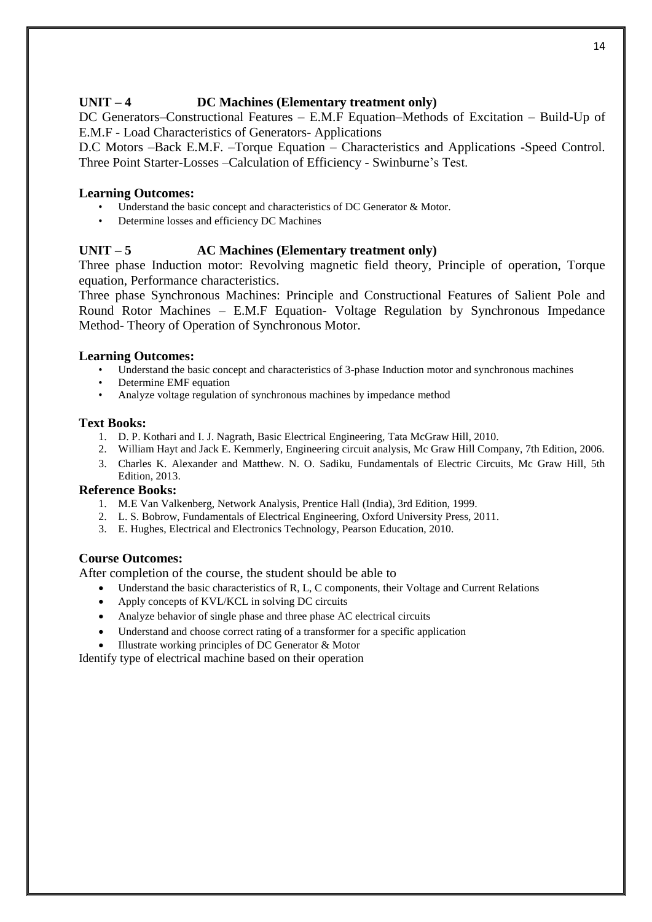## UNIT – 4 DC Machines (Elementary treatment only)

DC Generators–Constructional Features – E.M.F Equation–Methods of Excitation – Build-Up of E.M.F - Load Characteristics of Generators- Applications

D.C Motors –Back E.M.F. –Torque Equation – Characteristics and Applications -Speed Control. Three Point Starter-Losses –Calculation of Efficiency - Swinburne's Test.

### Learning Outcomes:

- Understand the basic concept and characteristics of DC Generator & Motor.
- Determine losses and efficiency DC Machines

## UNIT – 5 AC Machines (Elementary treatment only)

Three phase Induction motor: Revolving magnetic field theory, Principle of operation, Torque equation, Performance characteristics.

Three phase Synchronous Machines: Principle and Constructional Features of Salient Pole and Round Rotor Machines – E.M.F Equation- Voltage Regulation by Synchronous Impedance Method- Theory of Operation of Synchronous Motor.

### Learning Outcomes:

- Understand the basic concept and characteristics of 3-phase Induction motor and synchronous machines
- Determine EMF equation
- Analyze voltage regulation of synchronous machines by impedance method

### Text Books:

1. D. P. Kothari and I. J. Nagrath, Basic Electrical Engineering, Tata McGraw Hill, 2010.
2. William Hayt and Jack E. Kemmerly, Engineering circuit analysis, Mc Graw Hill Company, 7th Edition, 2006.
3. Charles K. Alexander and Matthew. N. O. Sadiku, Fundamentals of Electric Circuits, Mc Graw Hill, 5th Edition, 2013.

### Reference Books:

1. M.E Van Valkenberg, Network Analysis, Prentice Hall (India), 3rd Edition, 1999.
2. L. S. Bobrow, Fundamentals of Electrical Engineering, Oxford University Press, 2011.
3. E. Hughes, Electrical and Electronics Technology, Pearson Education, 2010.

### Course Outcomes:

After completion of the course, the student should be able to

- Understand the basic characteristics of R, L, C components, their Voltage and Current Relations
- Apply concepts of KVL/KCL in solving DC circuits
- Analyze behavior of single phase and three phase AC electrical circuits
- Understand and choose correct rating of a transformer for a specific application
- Illustrate working principles of DC Generator & Motor

Identify type of electrical machine based on their operation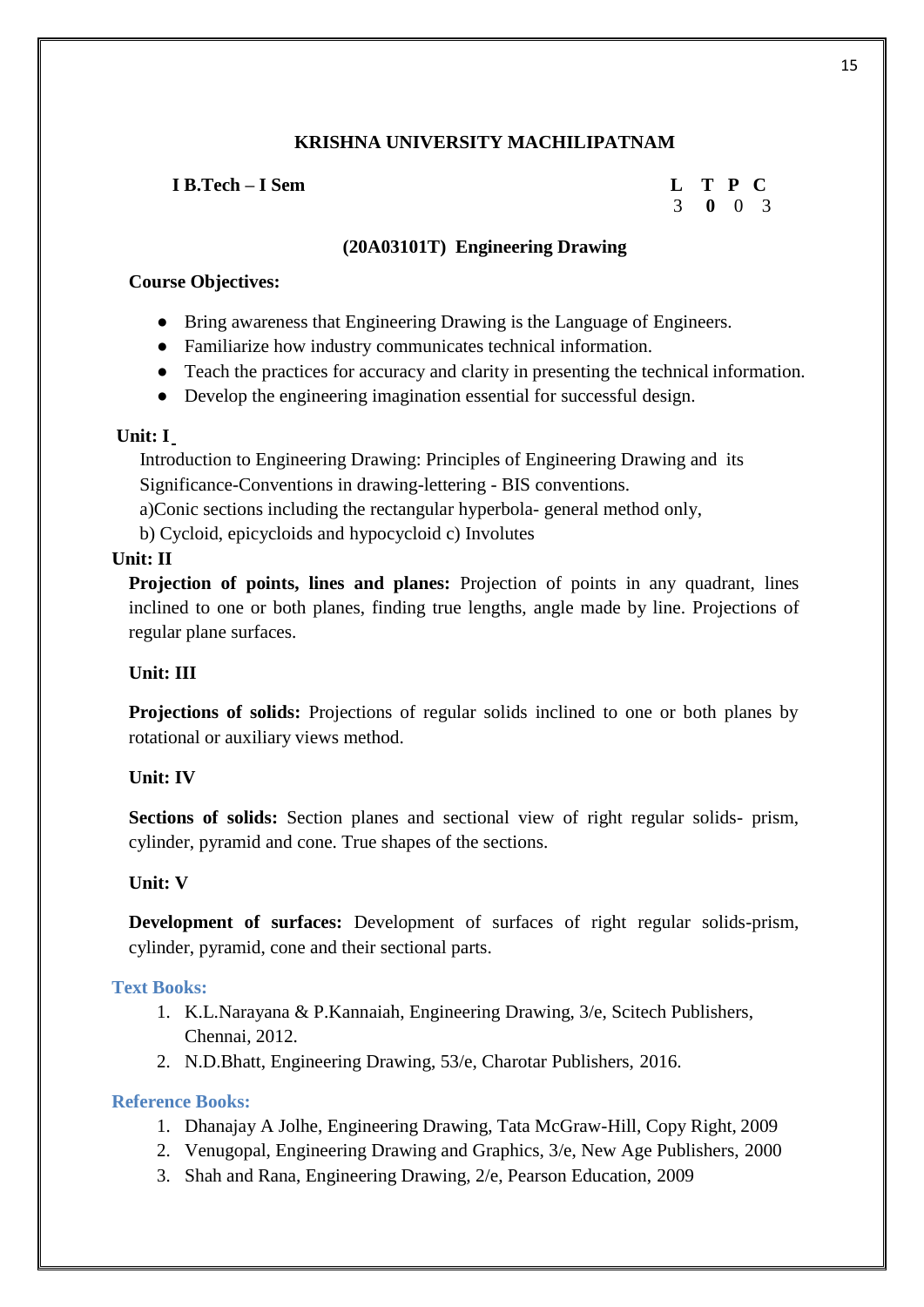**KRISHNA UNIVERSITY MACHILIPATNAM**

**I B.Tech – I Sem**

| **L** | **T** | **P** | **C** |
|---|---|---|---|
| 3 | **0** | 0 | 3 |

**(20A03101T) Engineering Drawing**

**Course Objectives:**

- Bring awareness that Engineering Drawing is the Language of Engineers.
- Familiarize how industry communicates technical information.
- Teach the practices for accuracy and clarity in presenting the technical information.
- Develop the engineering imagination essential for successful design.

**Unit: I**

Introduction to Engineering Drawing: Principles of Engineering Drawing and its Significance-Conventions in drawing-lettering - BIS conventions.

a)Conic sections including the rectangular hyperbola- general method only,

b) Cycloid, epicycloids and hypocycloid c) Involutes

**Unit: II**

**Projection of points, lines and planes:** Projection of points in any quadrant, lines inclined to one or both planes, finding true lengths, angle made by line. Projections of regular plane surfaces.

**Unit: III**

**Projections of solids:** Projections of regular solids inclined to one or both planes by rotational or auxiliary views method.

**Unit: IV**

**Sections of solids:** Section planes and sectional view of right regular solids- prism, cylinder, pyramid and cone. True shapes of the sections.

**Unit: V**

**Development of surfaces:** Development of surfaces of right regular solids-prism, cylinder, pyramid, cone and their sectional parts.

**Text Books:**

1. K.L.Narayana & P.Kannaiah, Engineering Drawing, 3/e, Scitech Publishers, Chennai, 2012.
2. N.D.Bhatt, Engineering Drawing, 53/e, Charotar Publishers, 2016.

**Reference Books:**

1. Dhanajay A Jolhe, Engineering Drawing, Tata McGraw-Hill, Copy Right, 2009
2. Venugopal, Engineering Drawing and Graphics, 3/e, New Age Publishers, 2000
3. Shah and Rana, Engineering Drawing, 2/e, Pearson Education, 2009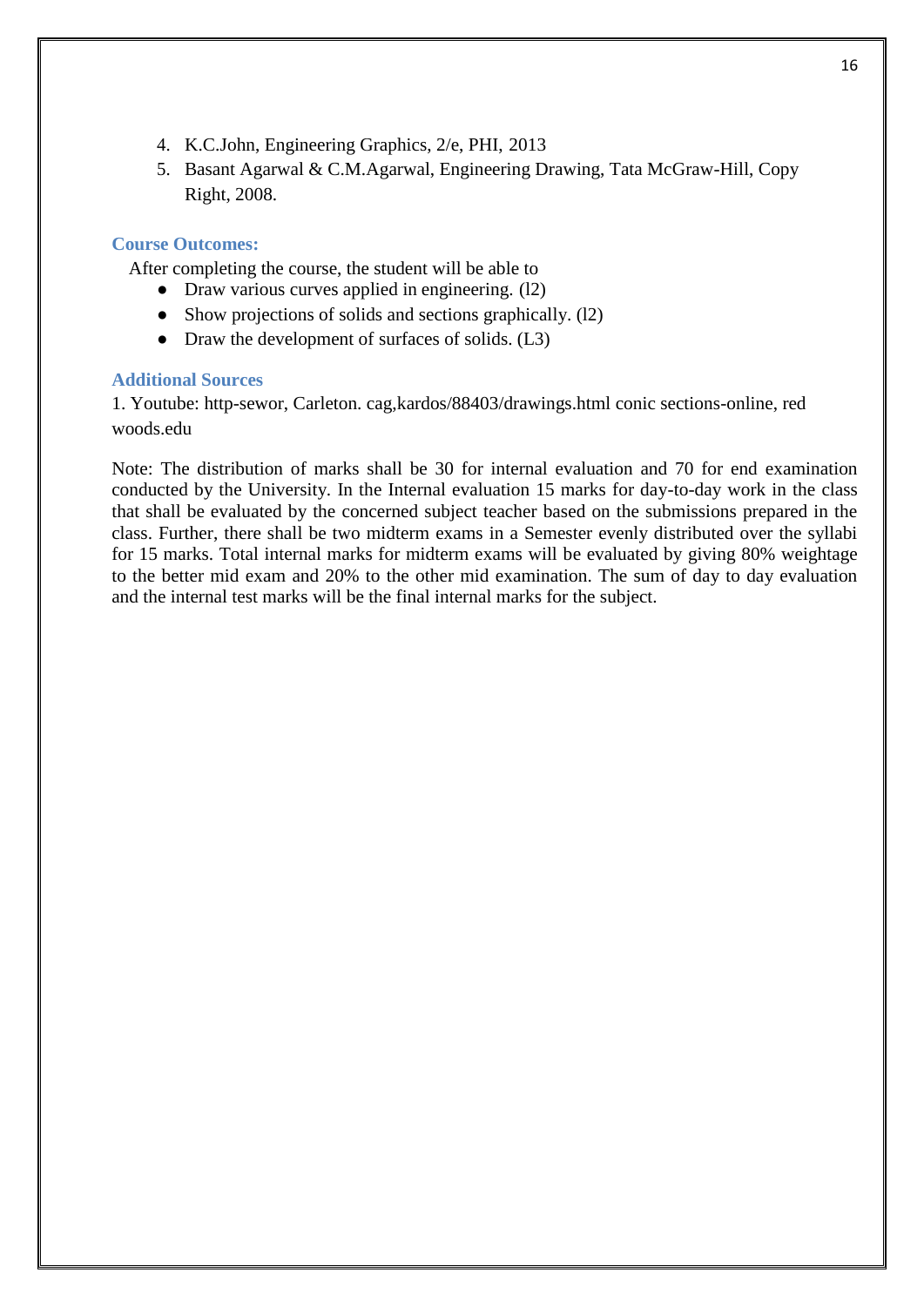4. K.C.John, Engineering Graphics, 2/e, PHI, 2013
5. Basant Agarwal & C.M.Agarwal, Engineering Drawing, Tata McGraw-Hill, Copy Right, 2008.

### Course Outcomes:

After completing the course, the student will be able to

- Draw various curves applied in engineering. (l2)
- Show projections of solids and sections graphically. (l2)
- Draw the development of surfaces of solids. (L3)

### Additional Sources

1. Youtube: http-sewor, Carleton. cag,kardos/88403/drawings.html conic sections-online, red woods.edu

Note: The distribution of marks shall be 30 for internal evaluation and 70 for end examination conducted by the University. In the Internal evaluation 15 marks for day-to-day work in the class that shall be evaluated by the concerned subject teacher based on the submissions prepared in the class. Further, there shall be two midterm exams in a Semester evenly distributed over the syllabi for 15 marks. Total internal marks for midterm exams will be evaluated by giving 80% weightage to the better mid exam and 20% to the other mid examination. The sum of day to day evaluation and the internal test marks will be the final internal marks for the subject.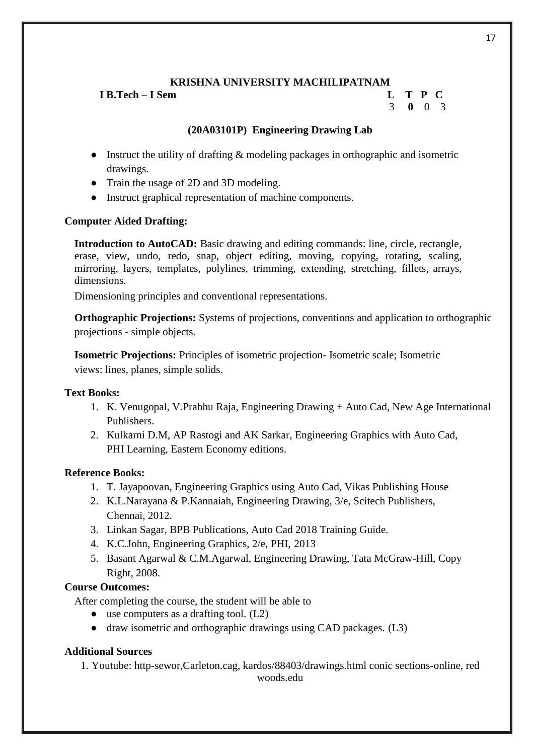**KRISHNA UNIVERSITY MACHILIPATNAM**

**I B.Tech – I Sem**

| L | T | P | C |
|---|---|---|---|
| 3 | **0** | 0 | 3 |

### (20A03101P) Engineering Drawing Lab

- Instruct the utility of drafting & modeling packages in orthographic and isometric drawings.
- Train the usage of 2D and 3D modeling.
- Instruct graphical representation of machine components.

**Computer Aided Drafting:**

**Introduction to AutoCAD:** Basic drawing and editing commands: line, circle, rectangle, erase, view, undo, redo, snap, object editing, moving, copying, rotating, scaling, mirroring, layers, templates, polylines, trimming, extending, stretching, fillets, arrays, dimensions.

Dimensioning principles and conventional representations.

**Orthographic Projections:** Systems of projections, conventions and application to orthographic projections - simple objects.

**Isometric Projections:** Principles of isometric projection- Isometric scale; Isometric views: lines, planes, simple solids.

**Text Books:**

1. K. Venugopal, V.Prabhu Raja, Engineering Drawing + Auto Cad, New Age International Publishers.
2. Kulkarni D.M, AP Rastogi and AK Sarkar, Engineering Graphics with Auto Cad, PHI Learning, Eastern Economy editions.

**Reference Books:**

1. T. Jayapoovan, Engineering Graphics using Auto Cad, Vikas Publishing House
2. K.L.Narayana & P.Kannaiah, Engineering Drawing, 3/e, Scitech Publishers, Chennai, 2012.
3. Linkan Sagar, BPB Publications, Auto Cad 2018 Training Guide.
4. K.C.John, Engineering Graphics, 2/e, PHI, 2013
5. Basant Agarwal & C.M.Agarwal, Engineering Drawing, Tata McGraw-Hill, Copy Right, 2008.

**Course Outcomes:**

After completing the course, the student will be able to

- use computers as a drafting tool. (L2)
- draw isometric and orthographic drawings using CAD packages. (L3)

**Additional Sources**

1. Youtube: http-sewor,Carleton.cag, kardos/88403/drawings.html conic sections-online, red woods.edu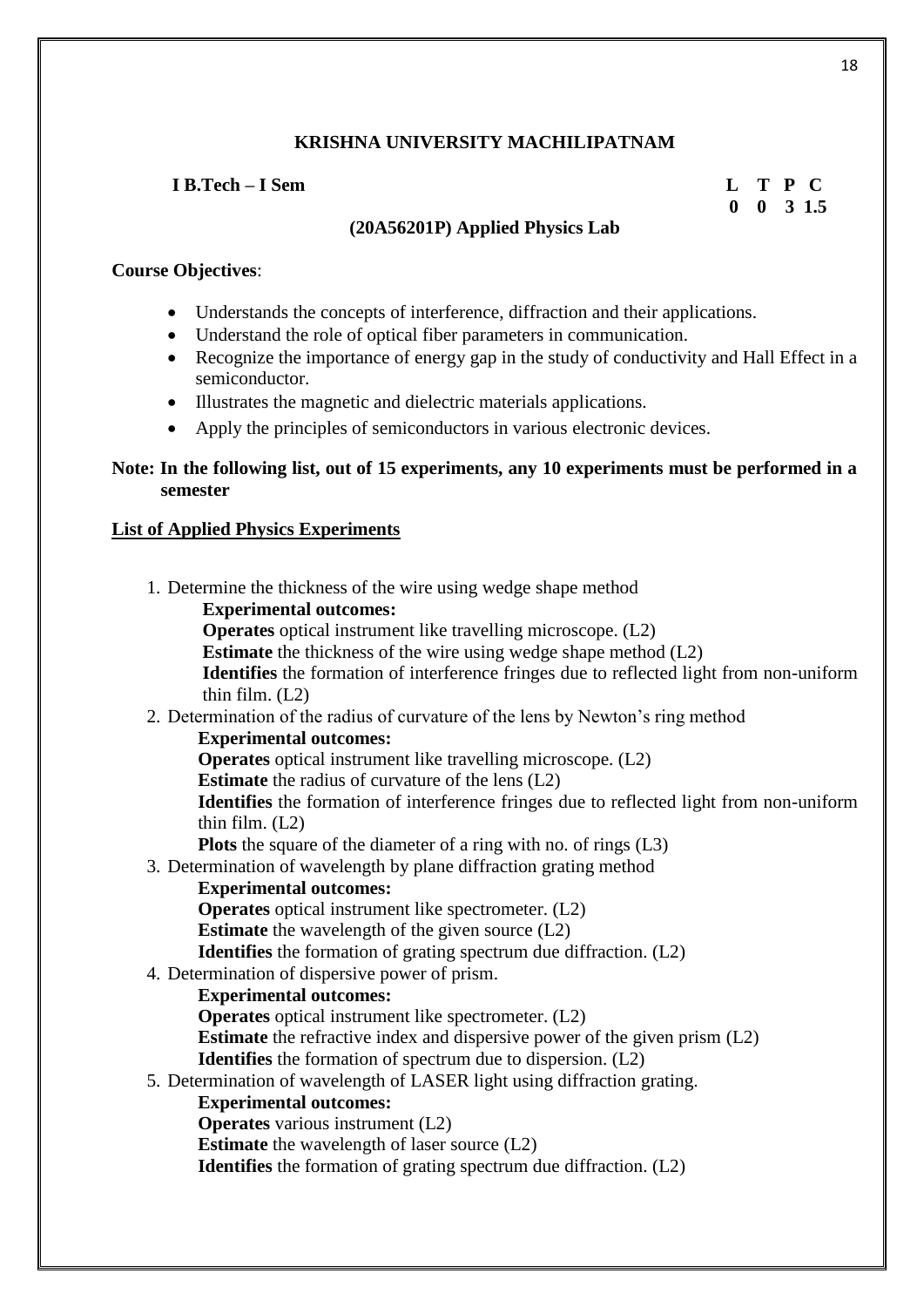**KRISHNA UNIVERSITY MACHILIPATNAM**

**I B.Tech – I Sem**

| L | T | P | C |
|---|---|---|---|
| 0 | 0 | 3 | 1.5 |

**(20A56201P) Applied Physics Lab**

**Course Objectives**:

- Understands the concepts of interference, diffraction and their applications.
- Understand the role of optical fiber parameters in communication.
- Recognize the importance of energy gap in the study of conductivity and Hall Effect in a semiconductor.
- Illustrates the magnetic and dielectric materials applications.
- Apply the principles of semiconductors in various electronic devices.

**Note: In the following list, out of 15 experiments, any 10 experiments must be performed in a semester**

**List of Applied Physics Experiments**

1. Determine the thickness of the wire using wedge shape method
   **Experimental outcomes:**
   **Operates** optical instrument like travelling microscope. (L2)
   **Estimate** the thickness of the wire using wedge shape method (L2)
   **Identifies** the formation of interference fringes due to reflected light from non-uniform thin film. (L2)
2. Determination of the radius of curvature of the lens by Newton's ring method
   **Experimental outcomes:**
   **Operates** optical instrument like travelling microscope. (L2)
   **Estimate** the radius of curvature of the lens (L2)
   **Identifies** the formation of interference fringes due to reflected light from non-uniform thin film. (L2)
   **Plots** the square of the diameter of a ring with no. of rings (L3)
3. Determination of wavelength by plane diffraction grating method
   **Experimental outcomes:**
   **Operates** optical instrument like spectrometer. (L2)
   **Estimate** the wavelength of the given source (L2)
   **Identifies** the formation of grating spectrum due diffraction. (L2)
4. Determination of dispersive power of prism.
   **Experimental outcomes:**
   **Operates** optical instrument like spectrometer. (L2)
   **Estimate** the refractive index and dispersive power of the given prism (L2)
   **Identifies** the formation of spectrum due to dispersion. (L2)
5. Determination of wavelength of LASER light using diffraction grating.
   **Experimental outcomes:**
   **Operates** various instrument (L2)
   **Estimate** the wavelength of laser source (L2)
   **Identifies** the formation of grating spectrum due diffraction. (L2)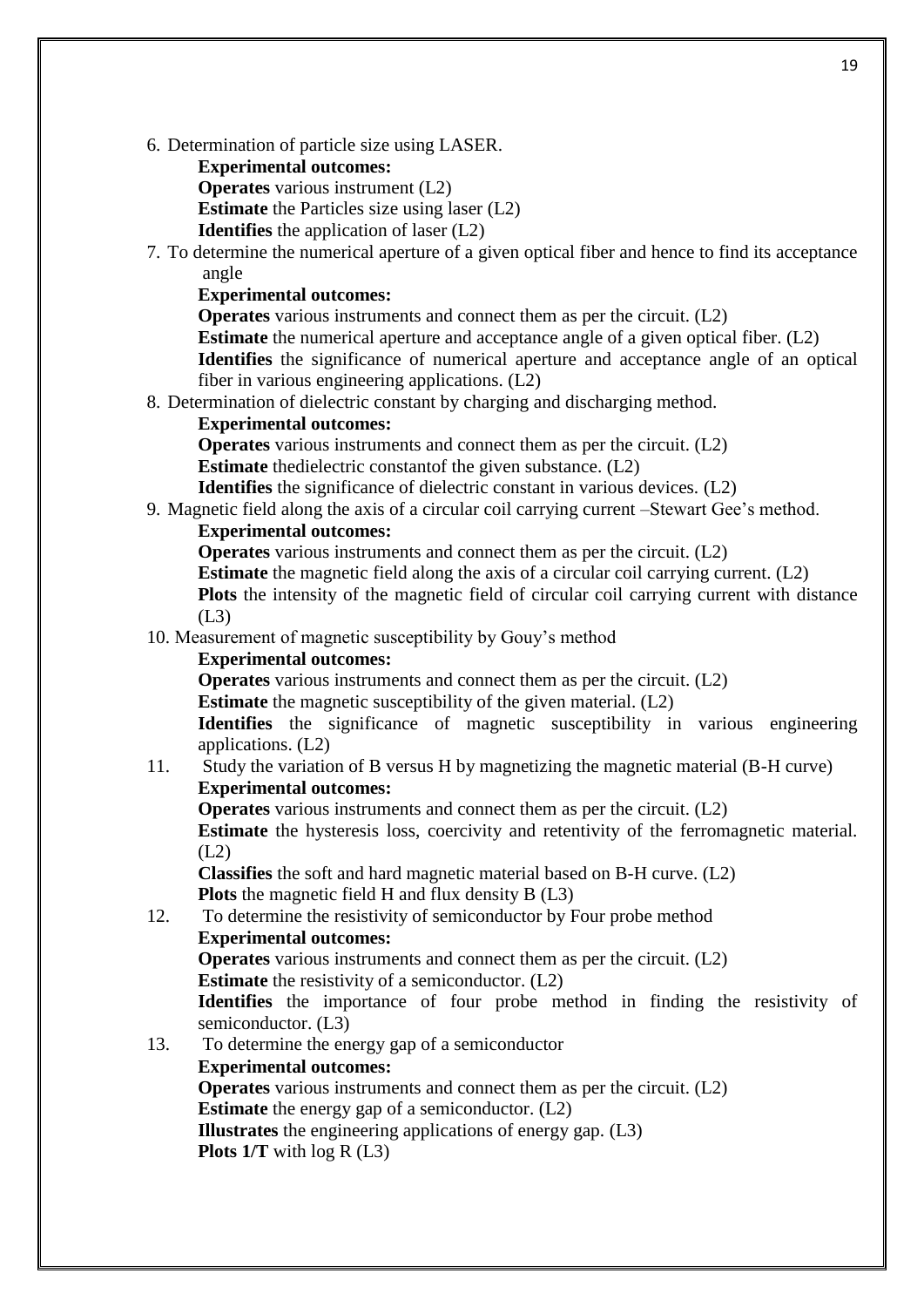6. Determination of particle size using LASER.

   **Experimental outcomes:**

   **Operates** various instrument (L2)

   **Estimate** the Particles size using laser (L2)

   **Identifies** the application of laser (L2)

7. To determine the numerical aperture of a given optical fiber and hence to find its acceptance angle

   **Experimental outcomes:**

   **Operates** various instruments and connect them as per the circuit. (L2)

   **Estimate** the numerical aperture and acceptance angle of a given optical fiber. (L2)

   **Identifies** the significance of numerical aperture and acceptance angle of an optical fiber in various engineering applications. (L2)

8. Determination of dielectric constant by charging and discharging method.

   **Experimental outcomes:**

   **Operates** various instruments and connect them as per the circuit. (L2)

   **Estimate** thedielectric constantof the given substance. (L2)

   **Identifies** the significance of dielectric constant in various devices. (L2)

9. Magnetic field along the axis of a circular coil carrying current –Stewart Gee's method.

   **Experimental outcomes:**

   **Operates** various instruments and connect them as per the circuit. (L2)

   **Estimate** the magnetic field along the axis of a circular coil carrying current. (L2)

   **Plots** the intensity of the magnetic field of circular coil carrying current with distance (L3)

10. Measurement of magnetic susceptibility by Gouy's method

    **Experimental outcomes:**

    **Operates** various instruments and connect them as per the circuit. (L2)

    **Estimate** the magnetic susceptibility of the given material. (L2)

    **Identifies** the significance of magnetic susceptibility in various engineering applications. (L2)

11. Study the variation of B versus H by magnetizing the magnetic material (B-H curve)

    **Experimental outcomes:**

    **Operates** various instruments and connect them as per the circuit. (L2)

    **Estimate** the hysteresis loss, coercivity and retentivity of the ferromagnetic material. (L2)

    **Classifies** the soft and hard magnetic material based on B-H curve. (L2)

    **Plots** the magnetic field H and flux density B (L3)

12. To determine the resistivity of semiconductor by Four probe method

    **Experimental outcomes:**

    **Operates** various instruments and connect them as per the circuit. (L2)

    **Estimate** the resistivity of a semiconductor. (L2)

    **Identifies** the importance of four probe method in finding the resistivity of semiconductor. (L3)

13. To determine the energy gap of a semiconductor

    **Experimental outcomes:**

    **Operates** various instruments and connect them as per the circuit. (L2)

    **Estimate** the energy gap of a semiconductor. (L2)

    **Illustrates** the engineering applications of energy gap. (L3)

    **Plots 1/T** with log R (L3)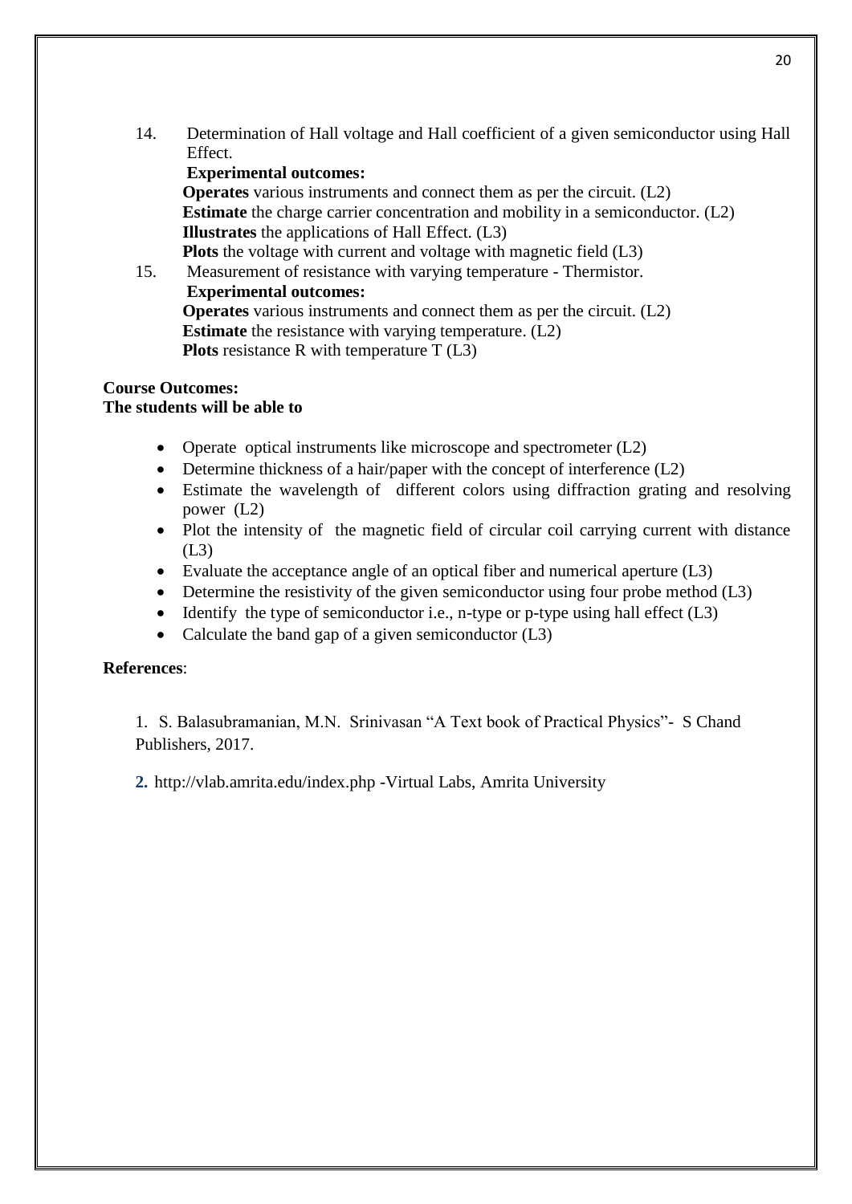14. Determination of Hall voltage and Hall coefficient of a given semiconductor using Hall Effect.

    **Experimental outcomes:**

    **Operates** various instruments and connect them as per the circuit. (L2)
    **Estimate** the charge carrier concentration and mobility in a semiconductor. (L2)
    **Illustrates** the applications of Hall Effect. (L3)
    **Plots** the voltage with current and voltage with magnetic field (L3)

15. Measurement of resistance with varying temperature - Thermistor.

    **Experimental outcomes:**

    **Operates** various instruments and connect them as per the circuit. (L2)
    **Estimate** the resistance with varying temperature. (L2)
    **Plots** resistance R with temperature T (L3)

**Course Outcomes:**
**The students will be able to**

- Operate optical instruments like microscope and spectrometer (L2)
- Determine thickness of a hair/paper with the concept of interference (L2)
- Estimate the wavelength of different colors using diffraction grating and resolving power (L2)
- Plot the intensity of the magnetic field of circular coil carrying current with distance (L3)
- Evaluate the acceptance angle of an optical fiber and numerical aperture (L3)
- Determine the resistivity of the given semiconductor using four probe method (L3)
- Identify the type of semiconductor i.e., n-type or p-type using hall effect (L3)
- Calculate the band gap of a given semiconductor (L3)

**References**:

1. S. Balasubramanian, M.N. Srinivasan "A Text book of Practical Physics"- S Chand Publishers, 2017.

2. http://vlab.amrita.edu/index.php -Virtual Labs, Amrita University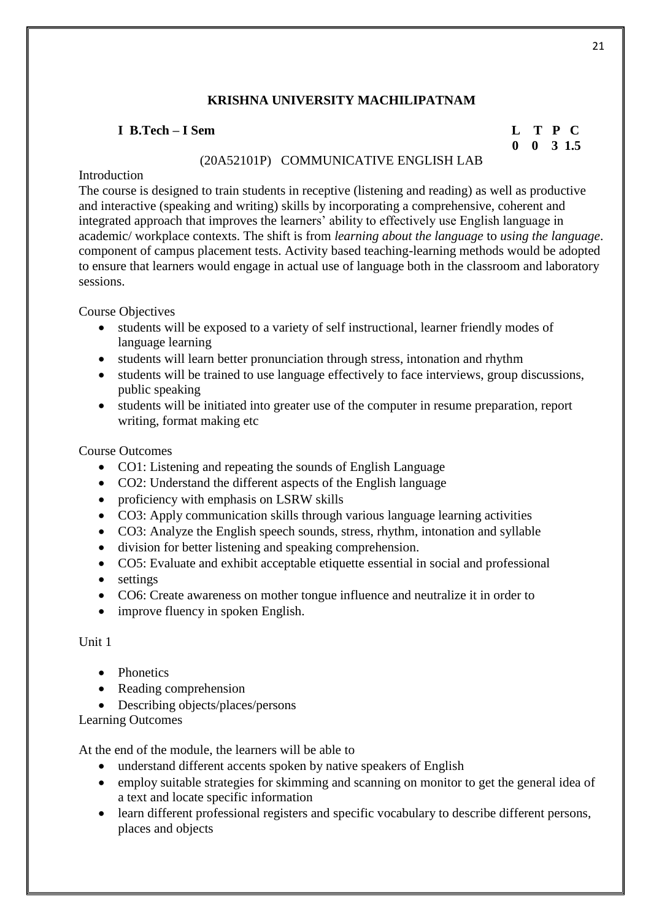## KRISHNA UNIVERSITY MACHILIPATNAM

**I B.Tech – I Sem**

| L | T | P | C |
|---|---|---|---|
| **0** | **0** | **3** | **1.5** |

(20A52101P) COMMUNICATIVE ENGLISH LAB

Introduction

The course is designed to train students in receptive (listening and reading) as well as productive and interactive (speaking and writing) skills by incorporating a comprehensive, coherent and integrated approach that improves the learners' ability to effectively use English language in academic/ workplace contexts. The shift is from *learning about the language* to *using the language*. component of campus placement tests. Activity based teaching-learning methods would be adopted to ensure that learners would engage in actual use of language both in the classroom and laboratory sessions.

Course Objectives

- students will be exposed to a variety of self instructional, learner friendly modes of language learning
- students will learn better pronunciation through stress, intonation and rhythm
- students will be trained to use language effectively to face interviews, group discussions, public speaking
- students will be initiated into greater use of the computer in resume preparation, report writing, format making etc

Course Outcomes

- CO1: Listening and repeating the sounds of English Language
- CO2: Understand the different aspects of the English language
- proficiency with emphasis on LSRW skills
- CO3: Apply communication skills through various language learning activities
- CO3: Analyze the English speech sounds, stress, rhythm, intonation and syllable
- division for better listening and speaking comprehension.
- CO5: Evaluate and exhibit acceptable etiquette essential in social and professional
- settings
- CO6: Create awareness on mother tongue influence and neutralize it in order to
- improve fluency in spoken English.

Unit 1

- Phonetics
- Reading comprehension
- Describing objects/places/persons

Learning Outcomes

At the end of the module, the learners will be able to

- understand different accents spoken by native speakers of English
- employ suitable strategies for skimming and scanning on monitor to get the general idea of a text and locate specific information
- learn different professional registers and specific vocabulary to describe different persons, places and objects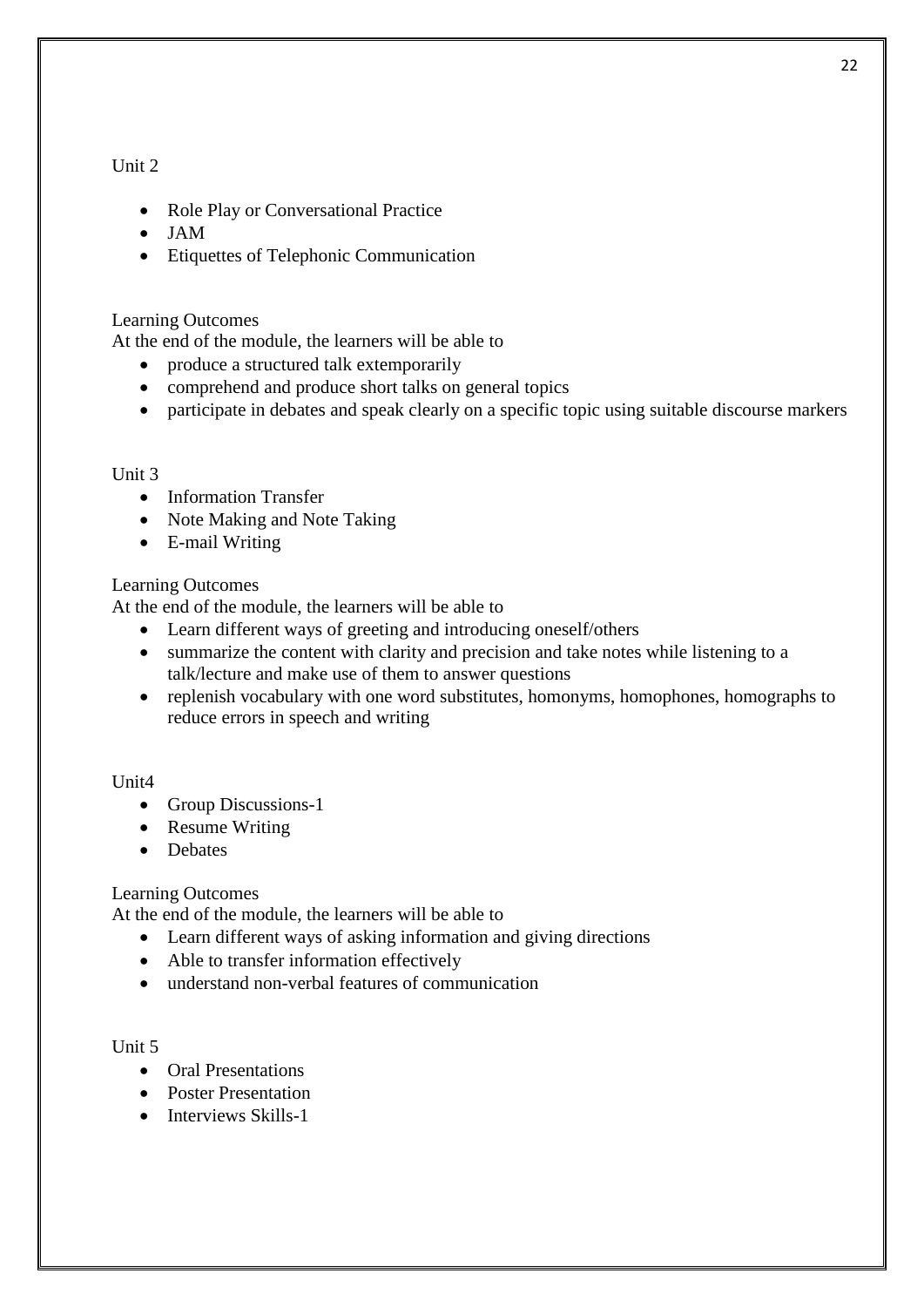Unit 2

- Role Play or Conversational Practice
- JAM
- Etiquettes of Telephonic Communication

Learning Outcomes

At the end of the module, the learners will be able to

- produce a structured talk extemporarily
- comprehend and produce short talks on general topics
- participate in debates and speak clearly on a specific topic using suitable discourse markers

Unit 3

- Information Transfer
- Note Making and Note Taking
- E-mail Writing

Learning Outcomes

At the end of the module, the learners will be able to

- Learn different ways of greeting and introducing oneself/others
- summarize the content with clarity and precision and take notes while listening to a talk/lecture and make use of them to answer questions
- replenish vocabulary with one word substitutes, homonyms, homophones, homographs to reduce errors in speech and writing

Unit4

- Group Discussions-1
- Resume Writing
- Debates

Learning Outcomes

At the end of the module, the learners will be able to

- Learn different ways of asking information and giving directions
- Able to transfer information effectively
- understand non-verbal features of communication

Unit 5

- Oral Presentations
- Poster Presentation
- Interviews Skills-1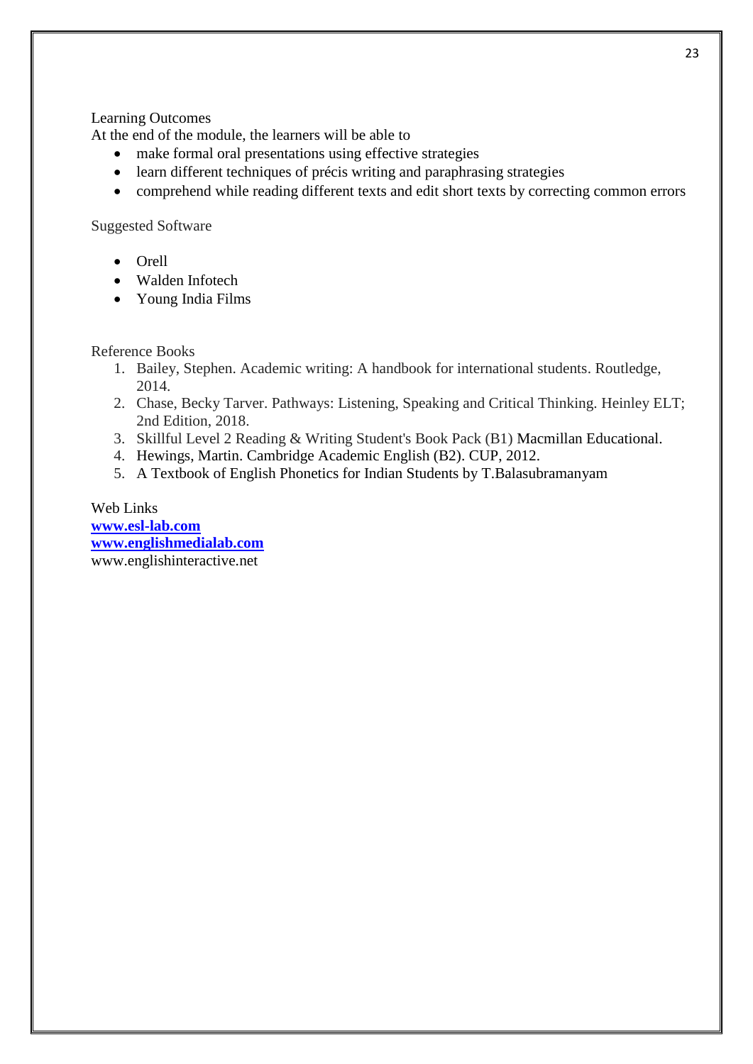Learning Outcomes

At the end of the module, the learners will be able to

- make formal oral presentations using effective strategies
- learn different techniques of précis writing and paraphrasing strategies
- comprehend while reading different texts and edit short texts by correcting common errors

Suggested Software

- Orell
- Walden Infotech
- Young India Films

Reference Books

1. Bailey, Stephen. Academic writing: A handbook for international students. Routledge, 2014.
2. Chase, Becky Tarver. Pathways: Listening, Speaking and Critical Thinking. Heinley ELT; 2nd Edition, 2018.
3. Skillful Level 2 Reading & Writing Student's Book Pack (B1) Macmillan Educational.
4. Hewings, Martin. Cambridge Academic English (B2). CUP, 2012.
5. A Textbook of English Phonetics for Indian Students by T.Balasubramanyam

Web Links

**www.esl-lab.com**
**www.englishmedialab.com**
www.englishinteractive.net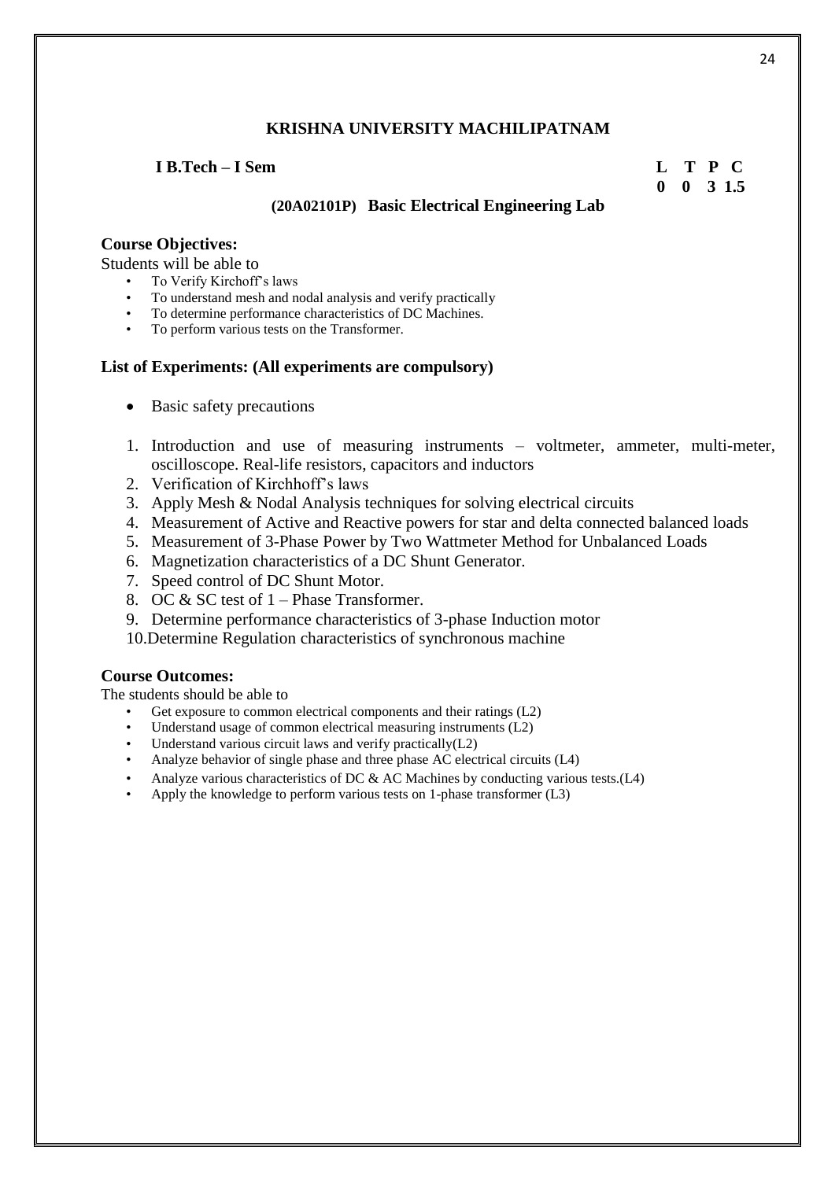**KRISHNA UNIVERSITY MACHILIPATNAM**

**I B.Tech – I Sem**

| L | T | P | C |
|---|---|---|---|
| 0 | 0 | 3 | 1.5 |

**(20A02101P) Basic Electrical Engineering Lab**

**Course Objectives:**

Students will be able to

- To Verify Kirchoff's laws
- To understand mesh and nodal analysis and verify practically
- To determine performance characteristics of DC Machines.
- To perform various tests on the Transformer.

**List of Experiments: (All experiments are compulsory)**

- Basic safety precautions

1. Introduction and use of measuring instruments – voltmeter, ammeter, multi-meter, oscilloscope. Real-life resistors, capacitors and inductors
2. Verification of Kirchhoff's laws
3. Apply Mesh & Nodal Analysis techniques for solving electrical circuits
4. Measurement of Active and Reactive powers for star and delta connected balanced loads
5. Measurement of 3-Phase Power by Two Wattmeter Method for Unbalanced Loads
6. Magnetization characteristics of a DC Shunt Generator.
7. Speed control of DC Shunt Motor.
8. OC & SC test of 1 – Phase Transformer.
9. Determine performance characteristics of 3-phase Induction motor
10. Determine Regulation characteristics of synchronous machine

**Course Outcomes:**

The students should be able to

- Get exposure to common electrical components and their ratings (L2)
- Understand usage of common electrical measuring instruments (L2)
- Understand various circuit laws and verify practically(L2)
- Analyze behavior of single phase and three phase AC electrical circuits (L4)
- Analyze various characteristics of DC & AC Machines by conducting various tests.(L4)
- Apply the knowledge to perform various tests on 1-phase transformer (L3)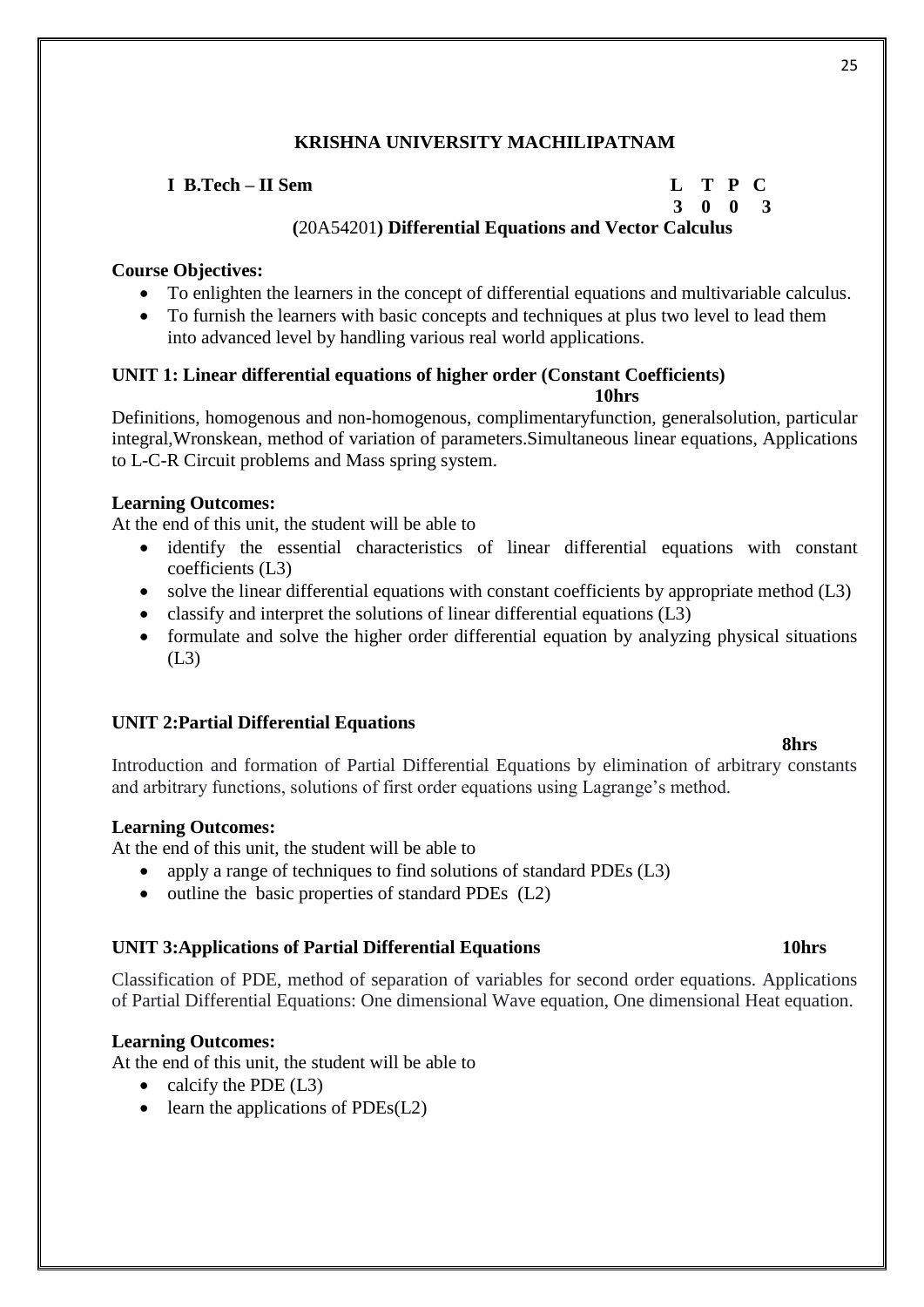## KRISHNA UNIVERSITY MACHILIPATNAM

**I B.Tech – II Sem** **L T P C**
**3 0 0 3**

### (20A54201) Differential Equations and Vector Calculus

**Course Objectives:**

- To enlighten the learners in the concept of differential equations and multivariable calculus.
- To furnish the learners with basic concepts and techniques at plus two level to lead them into advanced level by handling various real world applications.

**UNIT 1: Linear differential equations of higher order (Constant Coefficients)** **10hrs**

Definitions, homogenous and non-homogenous, complimentaryfunction, generalsolution, particular integral,Wronskean, method of variation of parameters.Simultaneous linear equations, Applications to L-C-R Circuit problems and Mass spring system.

**Learning Outcomes:**

At the end of this unit, the student will be able to

- identify the essential characteristics of linear differential equations with constant coefficients (L3)
- solve the linear differential equations with constant coefficients by appropriate method (L3)
- classify and interpret the solutions of linear differential equations (L3)
- formulate and solve the higher order differential equation by analyzing physical situations (L3)

**UNIT 2:Partial Differential Equations** **8hrs**

Introduction and formation of Partial Differential Equations by elimination of arbitrary constants and arbitrary functions, solutions of first order equations using Lagrange's method.

**Learning Outcomes:**

At the end of this unit, the student will be able to

- apply a range of techniques to find solutions of standard PDEs (L3)
- outline the basic properties of standard PDEs (L2)

**UNIT 3:Applications of Partial Differential Equations** **10hrs**

Classification of PDE, method of separation of variables for second order equations. Applications of Partial Differential Equations: One dimensional Wave equation, One dimensional Heat equation.

**Learning Outcomes:**

At the end of this unit, the student will be able to

- calcify the PDE (L3)
- learn the applications of PDEs(L2)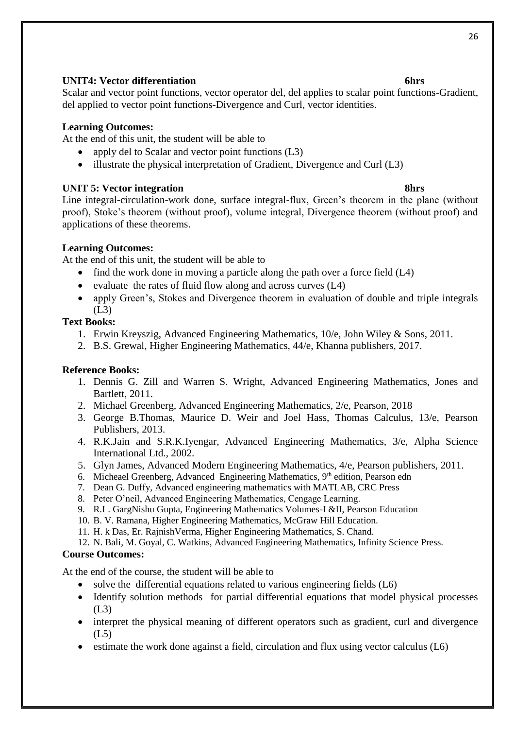**UNIT4: Vector differentiation** **6hrs**

Scalar and vector point functions, vector operator del, del applies to scalar point functions-Gradient, del applied to vector point functions-Divergence and Curl, vector identities.

**Learning Outcomes:**

At the end of this unit, the student will be able to

- apply del to Scalar and vector point functions (L3)
- illustrate the physical interpretation of Gradient, Divergence and Curl (L3)

**UNIT 5: Vector integration** **8hrs**

Line integral-circulation-work done, surface integral-flux, Green's theorem in the plane (without proof), Stoke's theorem (without proof), volume integral, Divergence theorem (without proof) and applications of these theorems.

**Learning Outcomes:**

At the end of this unit, the student will be able to

- find the work done in moving a particle along the path over a force field (L4)
- evaluate the rates of fluid flow along and across curves (L4)
- apply Green's, Stokes and Divergence theorem in evaluation of double and triple integrals (L3)

**Text Books:**

1. Erwin Kreyszig, Advanced Engineering Mathematics, 10/e, John Wiley & Sons, 2011.
2. B.S. Grewal, Higher Engineering Mathematics, 44/e, Khanna publishers, 2017.

**Reference Books:**

1. Dennis G. Zill and Warren S. Wright, Advanced Engineering Mathematics, Jones and Bartlett, 2011.
2. Michael Greenberg, Advanced Engineering Mathematics, 2/e, Pearson, 2018
3. George B.Thomas, Maurice D. Weir and Joel Hass, Thomas Calculus, 13/e, Pearson Publishers, 2013.
4. R.K.Jain and S.R.K.Iyengar, Advanced Engineering Mathematics, 3/e, Alpha Science International Ltd., 2002.
5. Glyn James, Advanced Modern Engineering Mathematics, 4/e, Pearson publishers, 2011.
6. Micheael Greenberg, Advanced Engineering Mathematics, 9th edition, Pearson edn
7. Dean G. Duffy, Advanced engineering mathematics with MATLAB, CRC Press
8. Peter O'neil, Advanced Engineering Mathematics, Cengage Learning.
9. R.L. GargNishu Gupta, Engineering Mathematics Volumes-I &II, Pearson Education
10. B. V. Ramana, Higher Engineering Mathematics, McGraw Hill Education.
11. H. k Das, Er. RajnishVerma, Higher Engineering Mathematics, S. Chand.
12. N. Bali, M. Goyal, C. Watkins, Advanced Engineering Mathematics, Infinity Science Press.

**Course Outcomes:**

At the end of the course, the student will be able to

- solve the differential equations related to various engineering fields (L6)
- Identify solution methods for partial differential equations that model physical processes (L3)
- interpret the physical meaning of different operators such as gradient, curl and divergence (L5)
- estimate the work done against a field, circulation and flux using vector calculus (L6)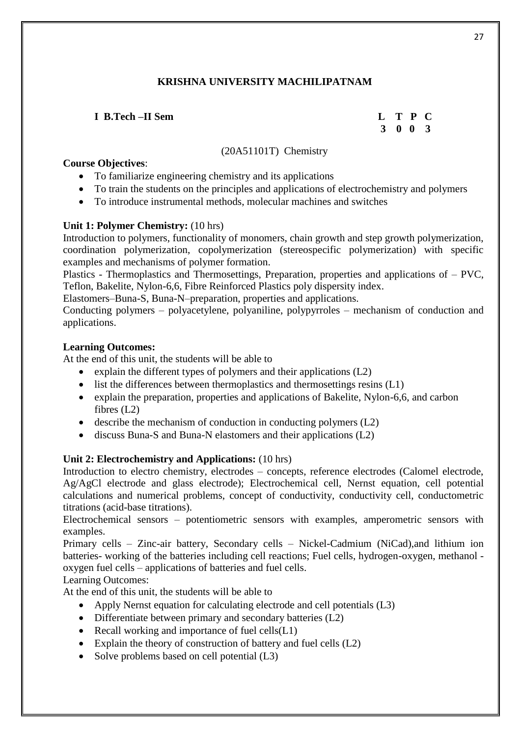# KRISHNA UNIVERSITY MACHILIPATNAM

**I B.Tech –II Sem**

| L | T | P | C |
|---|---|---|---|
| 3 | 0 | 0 | 3 |

(20A51101T) Chemistry

**Course Objectives**:

- To familiarize engineering chemistry and its applications
- To train the students on the principles and applications of electrochemistry and polymers
- To introduce instrumental methods, molecular machines and switches

**Unit 1: Polymer Chemistry:** (10 hrs)

Introduction to polymers, functionality of monomers, chain growth and step growth polymerization, coordination polymerization, copolymerization (stereospecific polymerization) with specific examples and mechanisms of polymer formation.

Plastics - Thermoplastics and Thermosettings, Preparation, properties and applications of – PVC, Teflon, Bakelite, Nylon-6,6, Fibre Reinforced Plastics poly dispersity index.

Elastomers–Buna-S, Buna-N–preparation, properties and applications.

Conducting polymers – polyacetylene, polyaniline, polypyrroles – mechanism of conduction and applications.

**Learning Outcomes:**

At the end of this unit, the students will be able to

- explain the different types of polymers and their applications (L2)
- list the differences between thermoplastics and thermosettings resins (L1)
- explain the preparation, properties and applications of Bakelite, Nylon-6,6, and carbon fibres (L2)
- describe the mechanism of conduction in conducting polymers (L2)
- discuss Buna-S and Buna-N elastomers and their applications (L2)

**Unit 2: Electrochemistry and Applications:** (10 hrs)

Introduction to electro chemistry, electrodes – concepts, reference electrodes (Calomel electrode, Ag/AgCl electrode and glass electrode); Electrochemical cell, Nernst equation, cell potential calculations and numerical problems, concept of conductivity, conductivity cell, conductometric titrations (acid-base titrations).

Electrochemical sensors – potentiometric sensors with examples, amperometric sensors with examples.

Primary cells – Zinc-air battery, Secondary cells – Nickel-Cadmium (NiCad),and lithium ion batteries- working of the batteries including cell reactions; Fuel cells, hydrogen-oxygen, methanol - oxygen fuel cells – applications of batteries and fuel cells.

Learning Outcomes:

At the end of this unit, the students will be able to

- Apply Nernst equation for calculating electrode and cell potentials (L3)
- Differentiate between primary and secondary batteries (L2)
- Recall working and importance of fuel cells(L1)
- Explain the theory of construction of battery and fuel cells (L2)
- Solve problems based on cell potential (L3)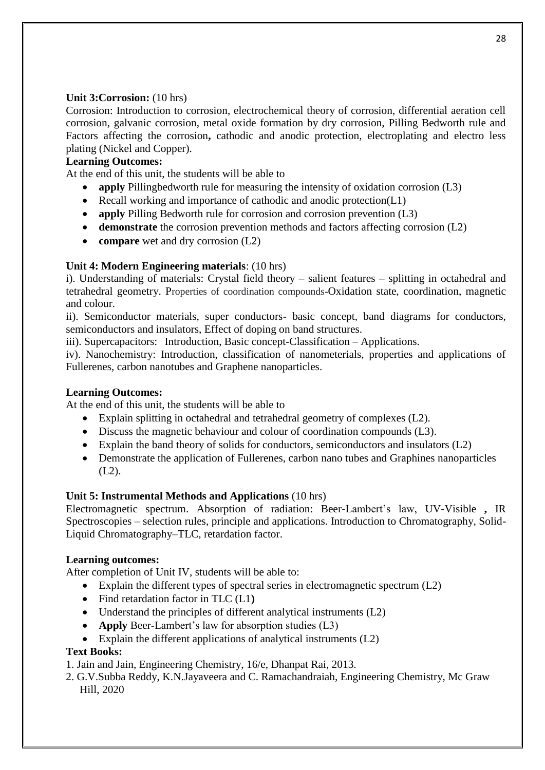**Unit 3:Corrosion:** (10 hrs)

Corrosion: Introduction to corrosion, electrochemical theory of corrosion, differential aeration cell corrosion, galvanic corrosion, metal oxide formation by dry corrosion, Pilling Bedworth rule and Factors affecting the corrosion**,** cathodic and anodic protection, electroplating and electro less plating (Nickel and Copper).

**Learning Outcomes:**

At the end of this unit, the students will be able to

- **apply** Pillingbedworth rule for measuring the intensity of oxidation corrosion (L3)
- Recall working and importance of cathodic and anodic protection(L1)
- **apply** Pilling Bedworth rule for corrosion and corrosion prevention (L3)
- **demonstrate** the corrosion prevention methods and factors affecting corrosion (L2)
- **compare** wet and dry corrosion (L2)

**Unit 4: Modern Engineering materials**: (10 hrs)

i). Understanding of materials: Crystal field theory – salient features – splitting in octahedral and tetrahedral geometry. Properties of coordination compounds-Oxidation state, coordination, magnetic and colour.

ii). Semiconductor materials, super conductors- basic concept, band diagrams for conductors, semiconductors and insulators, Effect of doping on band structures.

iii). Supercapacitors: Introduction, Basic concept-Classification – Applications.

iv). Nanochemistry: Introduction, classification of nanometerials, properties and applications of Fullerenes, carbon nanotubes and Graphene nanoparticles.

**Learning Outcomes:**

At the end of this unit, the students will be able to

- Explain splitting in octahedral and tetrahedral geometry of complexes (L2).
- Discuss the magnetic behaviour and colour of coordination compounds (L3).
- Explain the band theory of solids for conductors, semiconductors and insulators (L2)
- Demonstrate the application of Fullerenes, carbon nano tubes and Graphines nanoparticles (L2).

**Unit 5: Instrumental Methods and Applications** (10 hrs)

Electromagnetic spectrum. Absorption of radiation: Beer-Lambert's law, UV-Visible **,** IR Spectroscopies – selection rules, principle and applications. Introduction to Chromatography, Solid-Liquid Chromatography–TLC, retardation factor.

**Learning outcomes:**

After completion of Unit IV, students will be able to:

- Explain the different types of spectral series in electromagnetic spectrum (L2)
- Find retardation factor in TLC (L1**)**
- Understand the principles of different analytical instruments (L2)
- **Apply** Beer-Lambert's law for absorption studies (L3)
- Explain the different applications of analytical instruments (L2)

**Text Books:**

1. Jain and Jain, Engineering Chemistry, 16/e, Dhanpat Rai, 2013.
2. G.V.Subba Reddy, K.N.Jayaveera and C. Ramachandraiah, Engineering Chemistry, Mc Graw Hill, 2020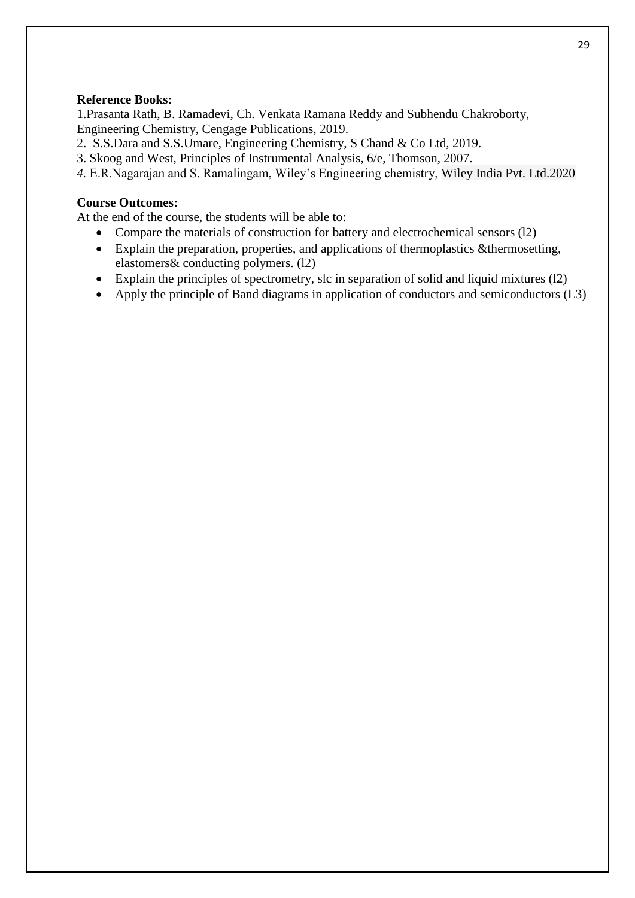**Reference Books:**

1.Prasanta Rath, B. Ramadevi, Ch. Venkata Ramana Reddy and Subhendu Chakroborty, Engineering Chemistry, Cengage Publications, 2019.

2. S.S.Dara and S.S.Umare, Engineering Chemistry, S Chand & Co Ltd, 2019.

3. Skoog and West, Principles of Instrumental Analysis, 6/e, Thomson, 2007.

*4.* E.R.Nagarajan and S. Ramalingam, Wiley's Engineering chemistry, Wiley India Pvt. Ltd.2020

**Course Outcomes:**

At the end of the course, the students will be able to:

- Compare the materials of construction for battery and electrochemical sensors (l2)
- Explain the preparation, properties, and applications of thermoplastics &thermosetting, elastomers& conducting polymers. (l2)
- Explain the principles of spectrometry, slc in separation of solid and liquid mixtures (l2)
- Apply the principle of Band diagrams in application of conductors and semiconductors (L3)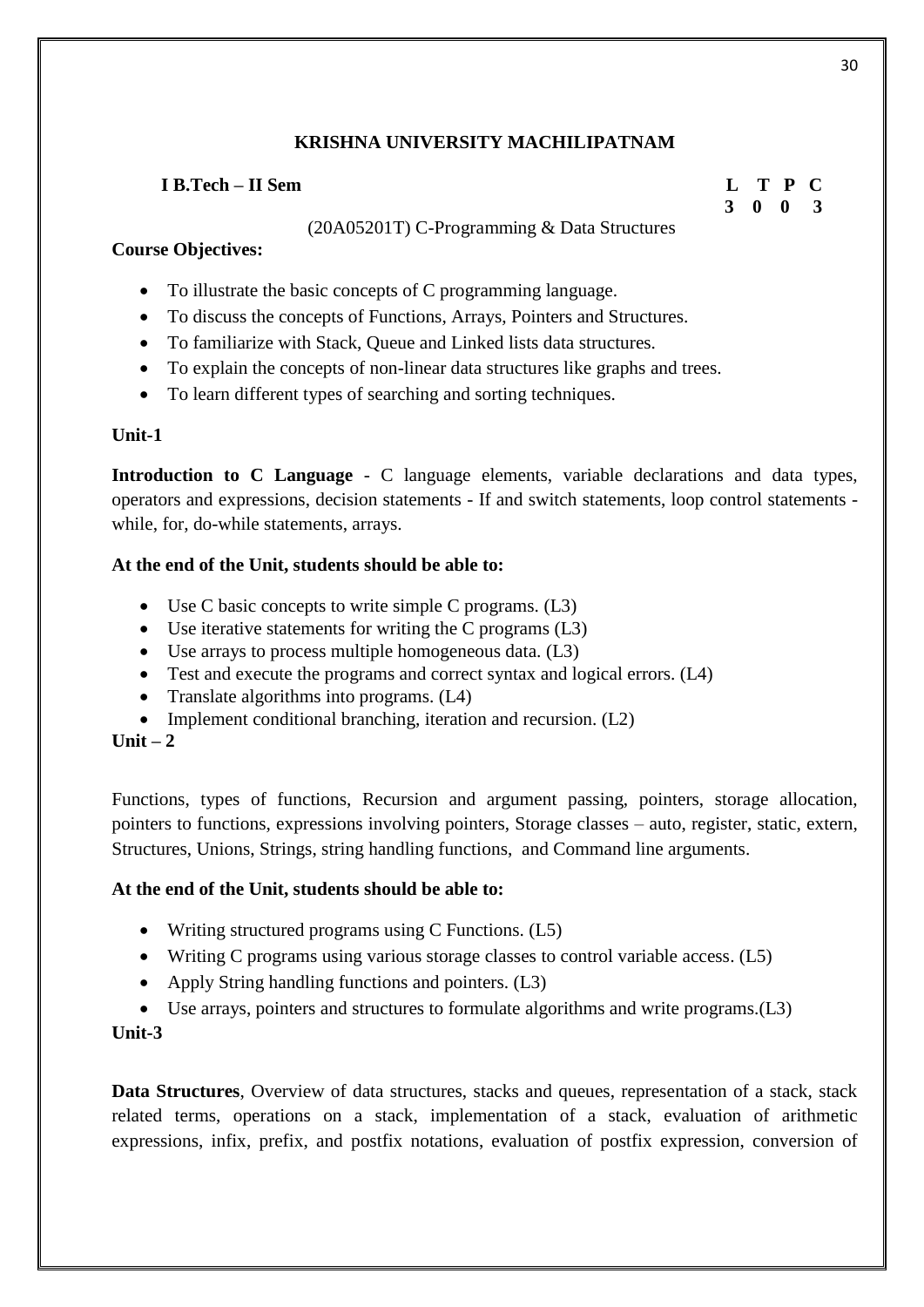**KRISHNA UNIVERSITY MACHILIPATNAM**

**I B.Tech – II Sem**

| L | T | P | C |
|---|---|---|---|
| 3 | 0 | 0 | 3 |

(20A05201T) C-Programming & Data Structures

**Course Objectives:**

- To illustrate the basic concepts of C programming language.
- To discuss the concepts of Functions, Arrays, Pointers and Structures.
- To familiarize with Stack, Queue and Linked lists data structures.
- To explain the concepts of non-linear data structures like graphs and trees.
- To learn different types of searching and sorting techniques.

**Unit-1**

**Introduction to C Language** - C language elements, variable declarations and data types, operators and expressions, decision statements - If and switch statements, loop control statements - while, for, do-while statements, arrays.

**At the end of the Unit, students should be able to:**

- Use C basic concepts to write simple C programs. (L3)
- Use iterative statements for writing the C programs (L3)
- Use arrays to process multiple homogeneous data. (L3)
- Test and execute the programs and correct syntax and logical errors. (L4)
- Translate algorithms into programs. (L4)
- Implement conditional branching, iteration and recursion. (L2)

**Unit – 2**

Functions, types of functions, Recursion and argument passing, pointers, storage allocation, pointers to functions, expressions involving pointers, Storage classes – auto, register, static, extern, Structures, Unions, Strings, string handling functions, and Command line arguments.

**At the end of the Unit, students should be able to:**

- Writing structured programs using C Functions. (L5)
- Writing C programs using various storage classes to control variable access. (L5)
- Apply String handling functions and pointers. (L3)
- Use arrays, pointers and structures to formulate algorithms and write programs.(L3)

**Unit-3**

**Data Structures**, Overview of data structures, stacks and queues, representation of a stack, stack related terms, operations on a stack, implementation of a stack, evaluation of arithmetic expressions, infix, prefix, and postfix notations, evaluation of postfix expression, conversion of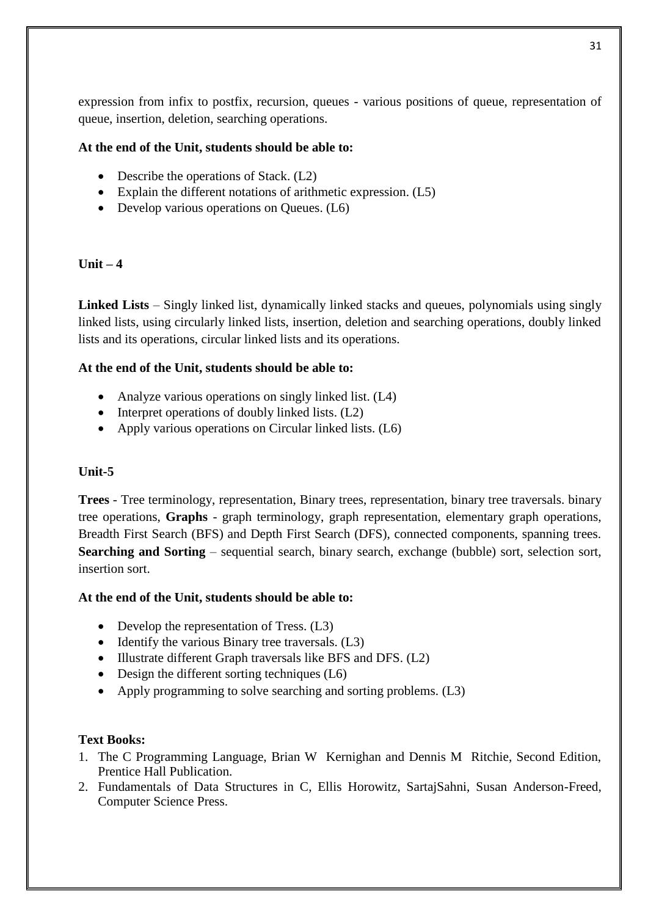expression from infix to postfix, recursion, queues - various positions of queue, representation of queue, insertion, deletion, searching operations.

**At the end of the Unit, students should be able to:**

- Describe the operations of Stack. (L2)
- Explain the different notations of arithmetic expression. (L5)
- Develop various operations on Queues. (L6)

**Unit – 4**

**Linked Lists** – Singly linked list, dynamically linked stacks and queues, polynomials using singly linked lists, using circularly linked lists, insertion, deletion and searching operations, doubly linked lists and its operations, circular linked lists and its operations.

**At the end of the Unit, students should be able to:**

- Analyze various operations on singly linked list. (L4)
- Interpret operations of doubly linked lists. (L2)
- Apply various operations on Circular linked lists. (L6)

**Unit-5**

**Trees** - Tree terminology, representation, Binary trees, representation, binary tree traversals. binary tree operations, **Graphs** - graph terminology, graph representation, elementary graph operations, Breadth First Search (BFS) and Depth First Search (DFS), connected components, spanning trees. **Searching and Sorting** – sequential search, binary search, exchange (bubble) sort, selection sort, insertion sort.

**At the end of the Unit, students should be able to:**

- Develop the representation of Tress. (L3)
- Identify the various Binary tree traversals. (L3)
- Illustrate different Graph traversals like BFS and DFS. (L2)
- Design the different sorting techniques (L6)
- Apply programming to solve searching and sorting problems. (L3)

**Text Books:**

1. The C Programming Language, Brian W Kernighan and Dennis M Ritchie, Second Edition, Prentice Hall Publication.
2. Fundamentals of Data Structures in C, Ellis Horowitz, SartajSahni, Susan Anderson-Freed, Computer Science Press.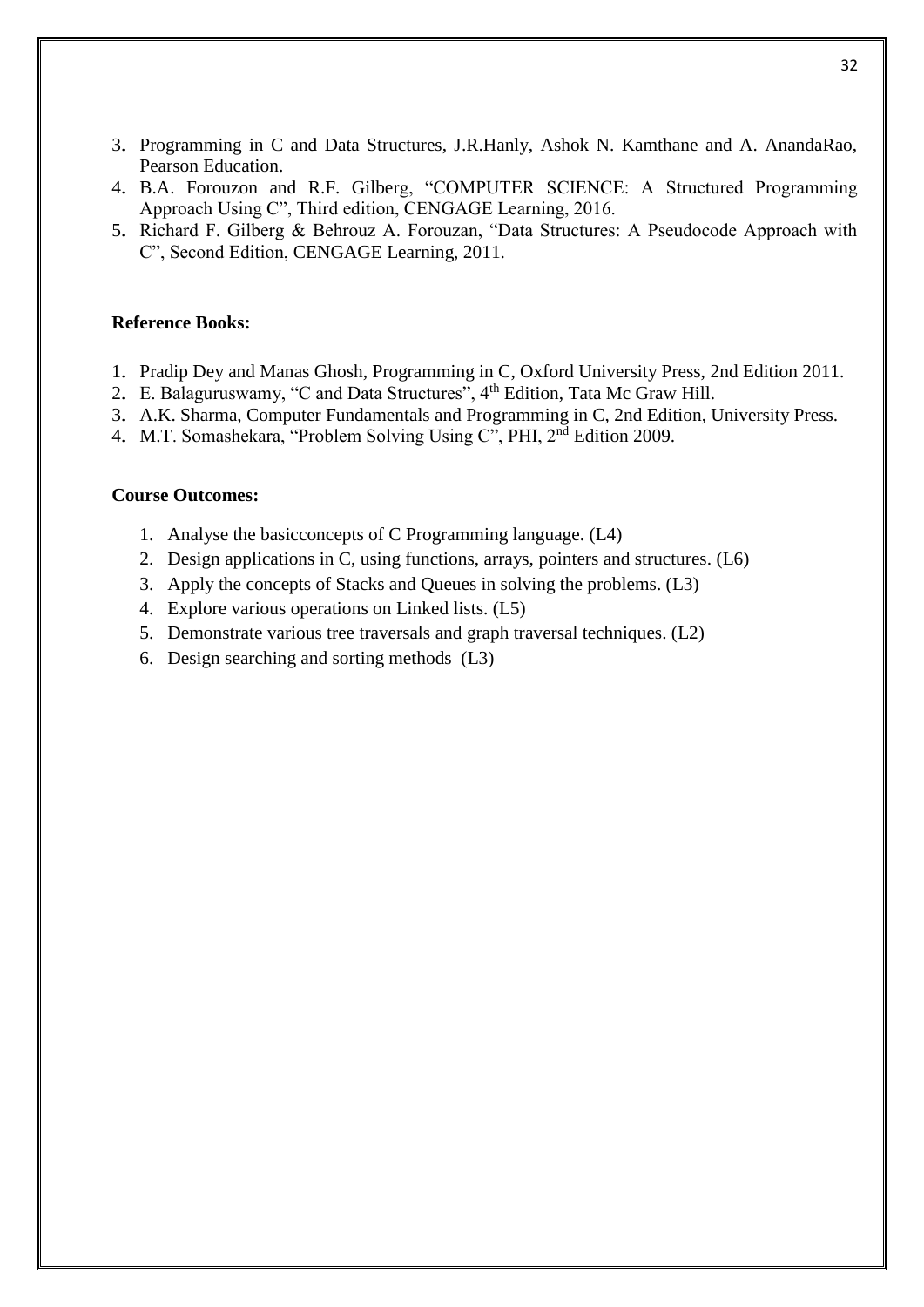3. Programming in C and Data Structures, J.R.Hanly, Ashok N. Kamthane and A. AnandaRao, Pearson Education.
4. B.A. Forouzon and R.F. Gilberg, "COMPUTER SCIENCE: A Structured Programming Approach Using C", Third edition, CENGAGE Learning, 2016.
5. Richard F. Gilberg & Behrouz A. Forouzan, "Data Structures: A Pseudocode Approach with C", Second Edition, CENGAGE Learning, 2011.

**Reference Books:**

1. Pradip Dey and Manas Ghosh, Programming in C, Oxford University Press, 2nd Edition 2011.
2. E. Balaguruswamy, "C and Data Structures", 4th Edition, Tata Mc Graw Hill.
3. A.K. Sharma, Computer Fundamentals and Programming in C, 2nd Edition, University Press.
4. M.T. Somashekara, "Problem Solving Using C", PHI, 2nd Edition 2009.

**Course Outcomes:**

1. Analyse the basicconcepts of C Programming language. (L4)
2. Design applications in C, using functions, arrays, pointers and structures. (L6)
3. Apply the concepts of Stacks and Queues in solving the problems. (L3)
4. Explore various operations on Linked lists. (L5)
5. Demonstrate various tree traversals and graph traversal techniques. (L2)
6. Design searching and sorting methods (L3)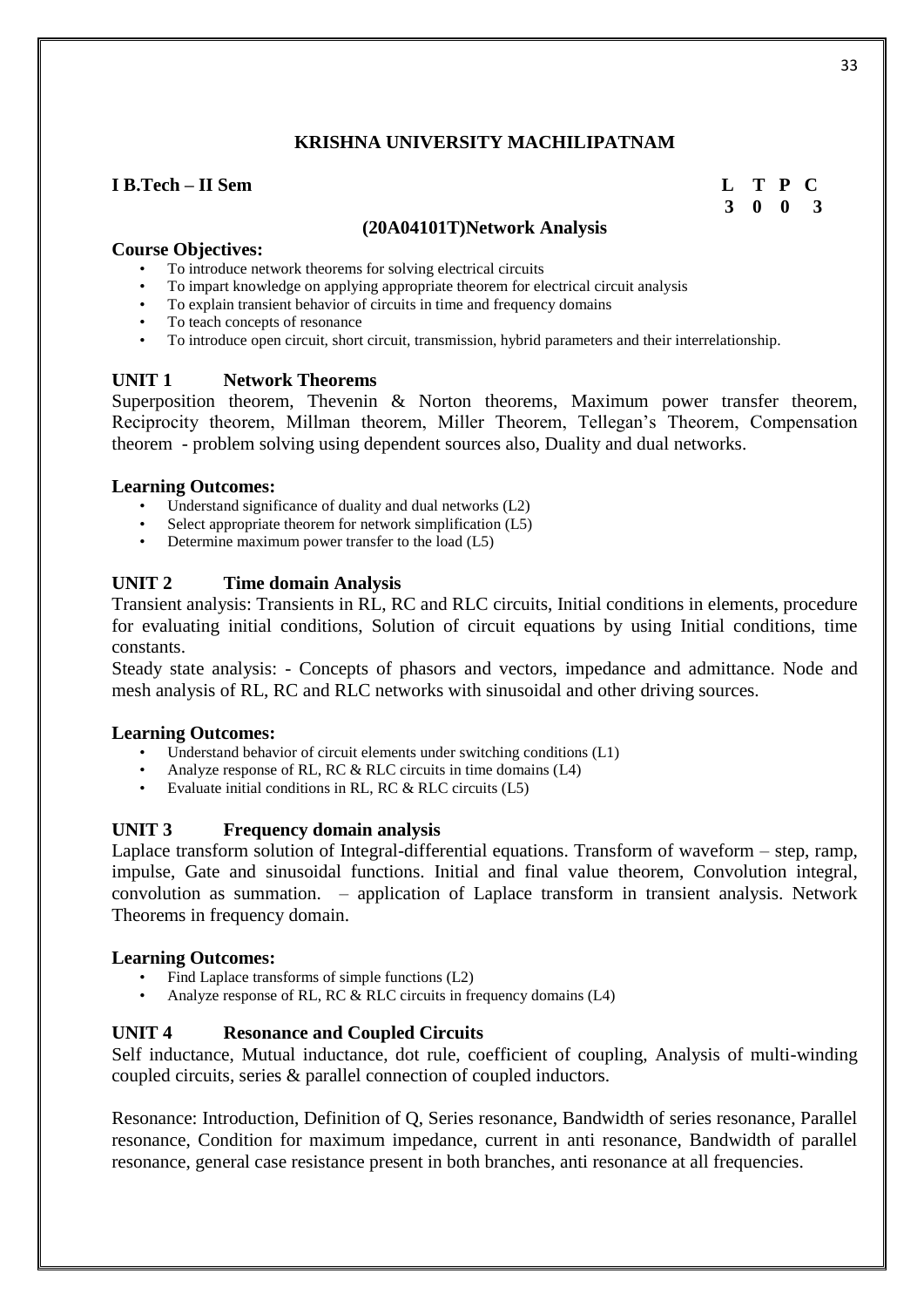**KRISHNA UNIVERSITY MACHILIPATNAM**

**I B.Tech – II Sem** **L T P C**
**3 0 0 3**

**(20A04101T)Network Analysis**

**Course Objectives:**

- To introduce network theorems for solving electrical circuits
- To impart knowledge on applying appropriate theorem for electrical circuit analysis
- To explain transient behavior of circuits in time and frequency domains
- To teach concepts of resonance
- To introduce open circuit, short circuit, transmission, hybrid parameters and their interrelationship.

**UNIT 1 Network Theorems**

Superposition theorem, Thevenin & Norton theorems, Maximum power transfer theorem, Reciprocity theorem, Millman theorem, Miller Theorem, Tellegan's Theorem, Compensation theorem - problem solving using dependent sources also, Duality and dual networks.

**Learning Outcomes:**

- Understand significance of duality and dual networks (L2)
- Select appropriate theorem for network simplification (L5)
- Determine maximum power transfer to the load (L5)

**UNIT 2 Time domain Analysis**

Transient analysis: Transients in RL, RC and RLC circuits, Initial conditions in elements, procedure for evaluating initial conditions, Solution of circuit equations by using Initial conditions, time constants.

Steady state analysis: - Concepts of phasors and vectors, impedance and admittance. Node and mesh analysis of RL, RC and RLC networks with sinusoidal and other driving sources.

**Learning Outcomes:**

- Understand behavior of circuit elements under switching conditions (L1)
- Analyze response of RL, RC & RLC circuits in time domains (L4)
- Evaluate initial conditions in RL, RC & RLC circuits (L5)

**UNIT 3 Frequency domain analysis**

Laplace transform solution of Integral-differential equations. Transform of waveform – step, ramp, impulse, Gate and sinusoidal functions. Initial and final value theorem, Convolution integral, convolution as summation. – application of Laplace transform in transient analysis. Network Theorems in frequency domain.

**Learning Outcomes:**

- Find Laplace transforms of simple functions (L2)
- Analyze response of RL, RC & RLC circuits in frequency domains (L4)

**UNIT 4 Resonance and Coupled Circuits**

Self inductance, Mutual inductance, dot rule, coefficient of coupling, Analysis of multi-winding coupled circuits, series & parallel connection of coupled inductors.

Resonance: Introduction, Definition of Q, Series resonance, Bandwidth of series resonance, Parallel resonance, Condition for maximum impedance, current in anti resonance, Bandwidth of parallel resonance, general case resistance present in both branches, anti resonance at all frequencies.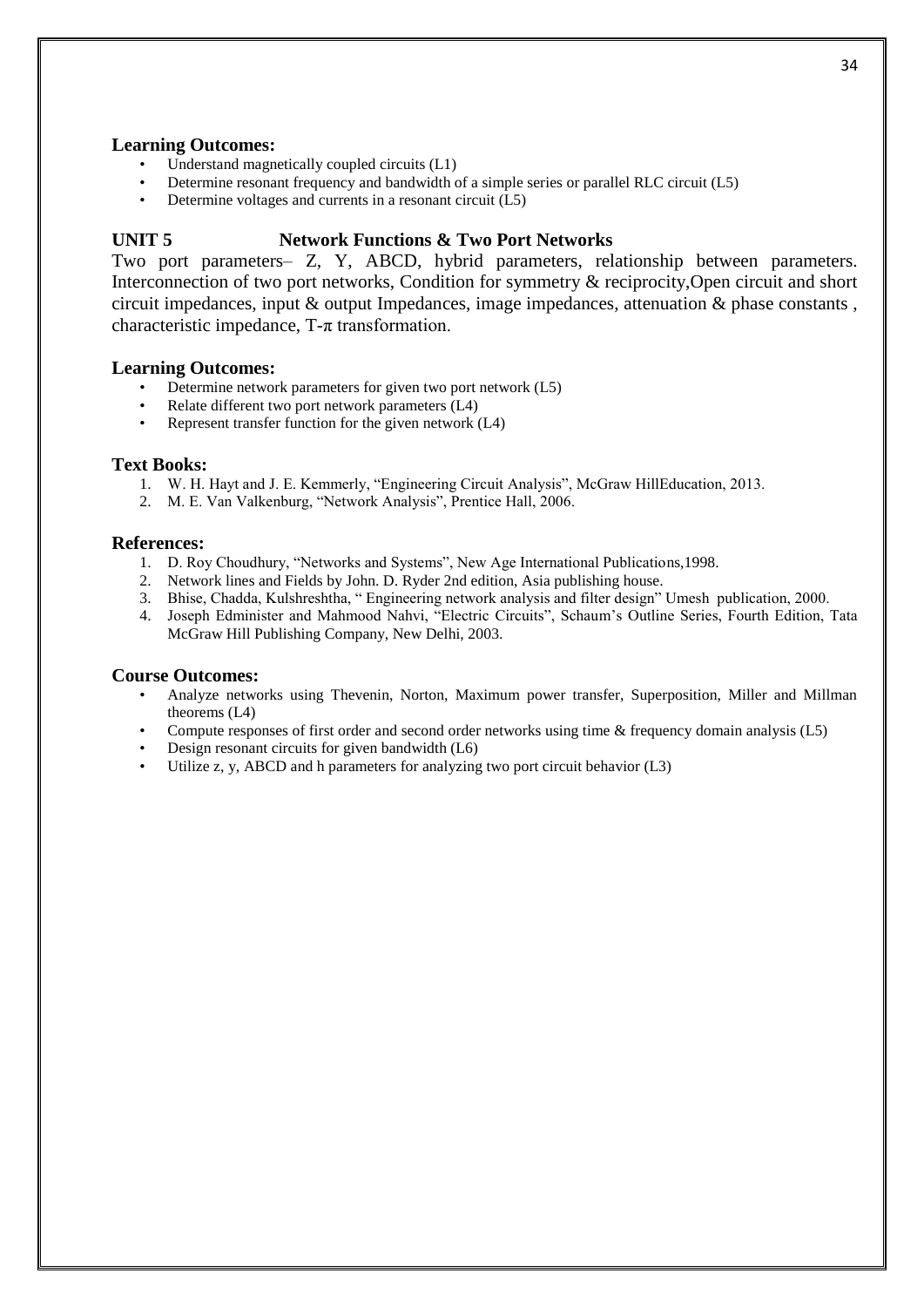**Learning Outcomes:**

- Understand magnetically coupled circuits (L1)
- Determine resonant frequency and bandwidth of a simple series or parallel RLC circuit (L5)
- Determine voltages and currents in a resonant circuit (L5)

## UNIT 5 Network Functions & Two Port Networks

Two port parameters– Z, Y, ABCD, hybrid parameters, relationship between parameters. Interconnection of two port networks, Condition for symmetry & reciprocity,Open circuit and short circuit impedances, input & output Impedances, image impedances, attenuation & phase constants , characteristic impedance, T-π transformation.

**Learning Outcomes:**

- Determine network parameters for given two port network (L5)
- Relate different two port network parameters (L4)
- Represent transfer function for the given network (L4)

**Text Books:**

1. W. H. Hayt and J. E. Kemmerly, "Engineering Circuit Analysis", McGraw HillEducation, 2013.
2. M. E. Van Valkenburg, "Network Analysis", Prentice Hall, 2006.

**References:**

1. D. Roy Choudhury, "Networks and Systems", New Age International Publications,1998.
2. Network lines and Fields by John. D. Ryder 2nd edition, Asia publishing house.
3. Bhise, Chadda, Kulshreshtha, " Engineering network analysis and filter design" Umesh publication, 2000.
4. Joseph Edminister and Mahmood Nahvi, "Electric Circuits", Schaum's Outline Series, Fourth Edition, Tata McGraw Hill Publishing Company, New Delhi, 2003.

**Course Outcomes:**

- Analyze networks using Thevenin, Norton, Maximum power transfer, Superposition, Miller and Millman theorems (L4)
- Compute responses of first order and second order networks using time & frequency domain analysis (L5)
- Design resonant circuits for given bandwidth (L6)
- Utilize z, y, ABCD and h parameters for analyzing two port circuit behavior (L3)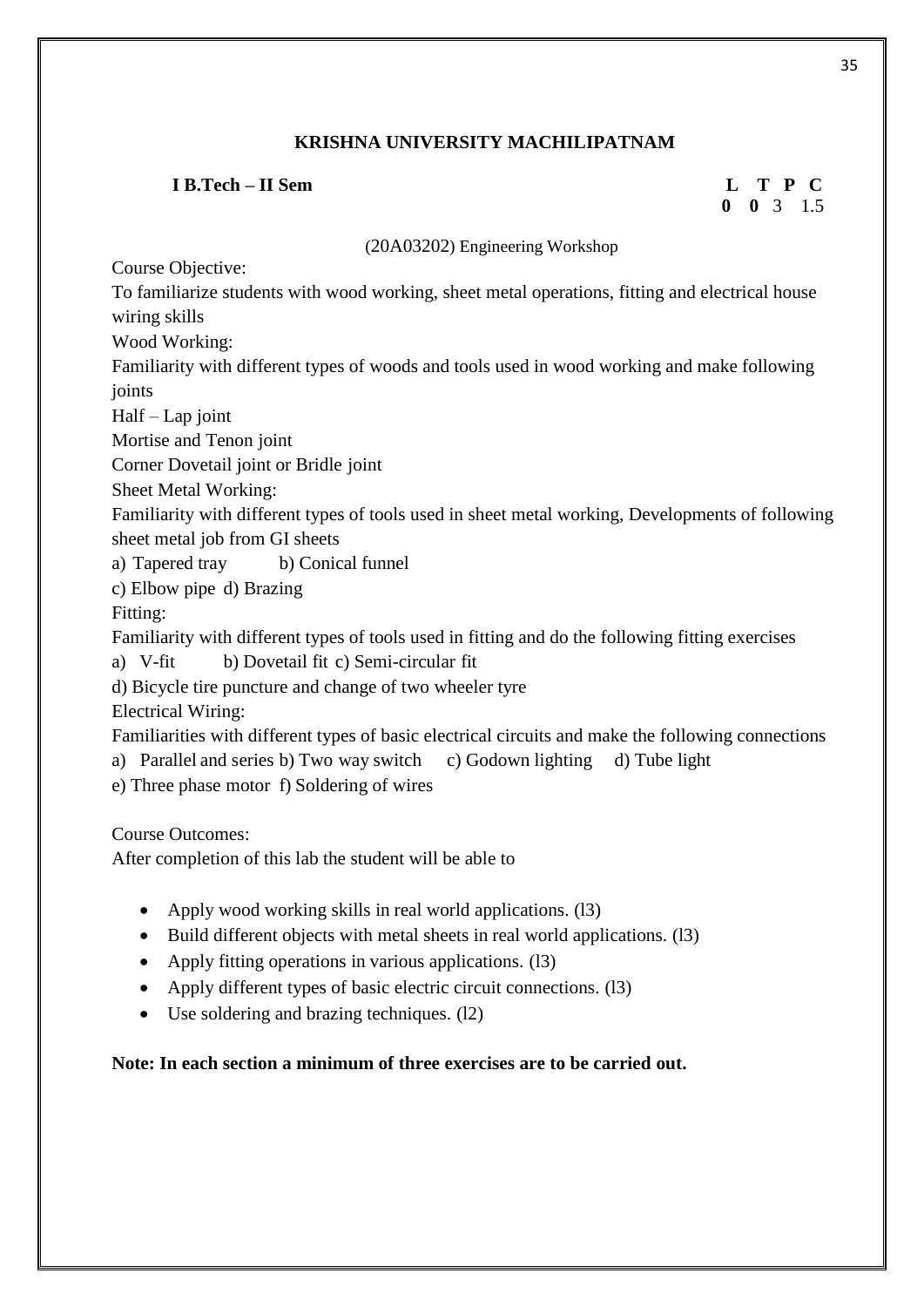**KRISHNA UNIVERSITY MACHILIPATNAM**

**I B.Tech – II Sem**

| L | T | P | C |
|---|---|---|---|
| 0 | 0 | 3 | 1.5 |

(20A03202) Engineering Workshop

Course Objective:

To familiarize students with wood working, sheet metal operations, fitting and electrical house wiring skills

Wood Working:

Familiarity with different types of woods and tools used in wood working and make following joints

Half – Lap joint

Mortise and Tenon joint

Corner Dovetail joint or Bridle joint

Sheet Metal Working:

Familiarity with different types of tools used in sheet metal working, Developments of following sheet metal job from GI sheets

a) Tapered tray b) Conical funnel

c) Elbow pipe d) Brazing

Fitting:

Familiarity with different types of tools used in fitting and do the following fitting exercises

a) V-fit b) Dovetail fit c) Semi-circular fit

d) Bicycle tire puncture and change of two wheeler tyre

Electrical Wiring:

Familiarities with different types of basic electrical circuits and make the following connections

a) Parallel and series b) Two way switch c) Godown lighting d) Tube light

e) Three phase motor f) Soldering of wires

Course Outcomes:

After completion of this lab the student will be able to

- Apply wood working skills in real world applications. (l3)
- Build different objects with metal sheets in real world applications. (l3)
- Apply fitting operations in various applications. (l3)
- Apply different types of basic electric circuit connections. (l3)
- Use soldering and brazing techniques. (l2)

**Note: In each section a minimum of three exercises are to be carried out.**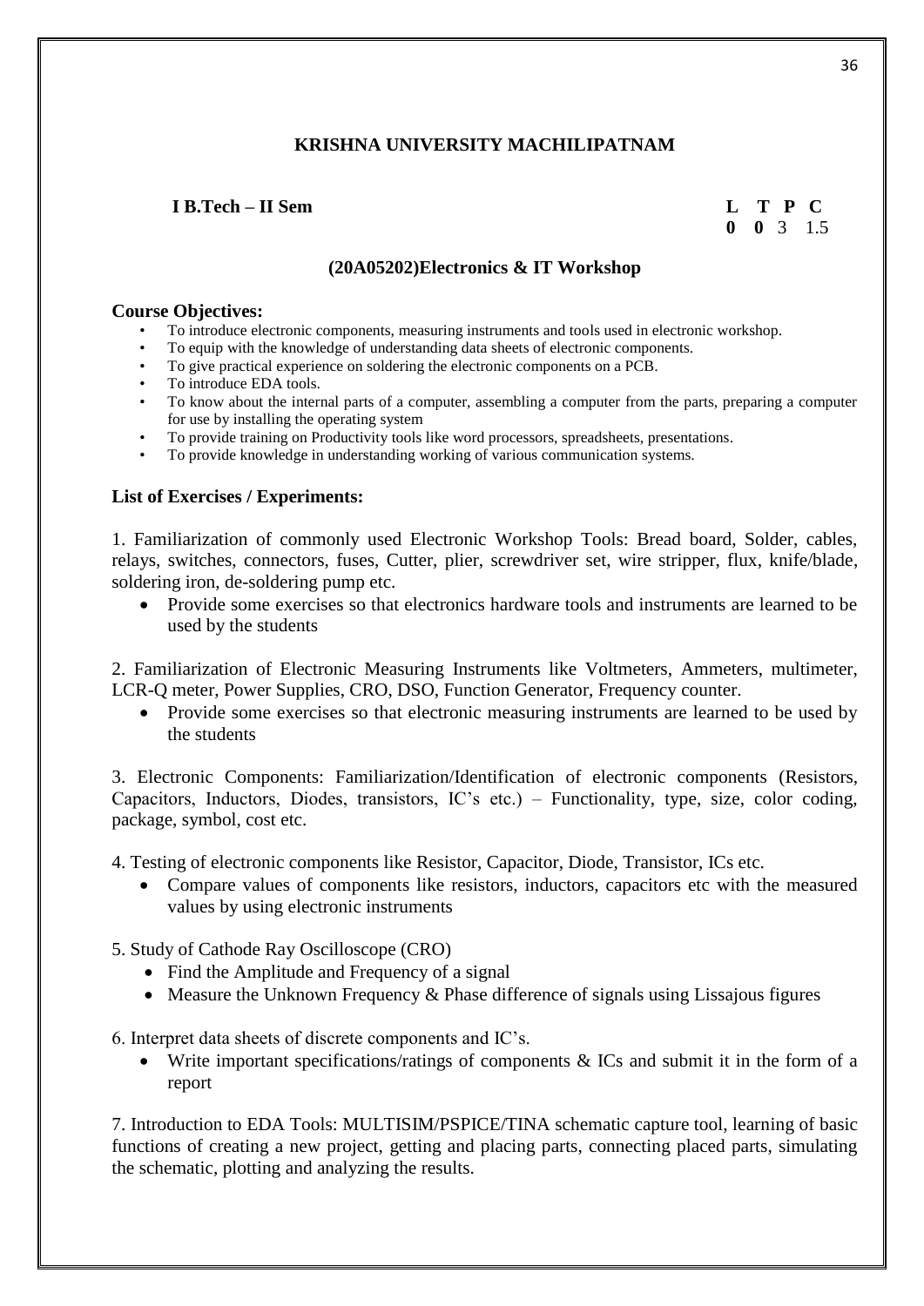**KRISHNA UNIVERSITY MACHILIPATNAM**

**I B.Tech – II Sem**

| L | T | P | C |
|---|---|---|---|
| **0** | **0** | 3 | 1.5 |

**(20A05202)Electronics & IT Workshop**

**Course Objectives:**

- To introduce electronic components, measuring instruments and tools used in electronic workshop.
- To equip with the knowledge of understanding data sheets of electronic components.
- To give practical experience on soldering the electronic components on a PCB.
- To introduce EDA tools.
- To know about the internal parts of a computer, assembling a computer from the parts, preparing a computer for use by installing the operating system
- To provide training on Productivity tools like word processors, spreadsheets, presentations.
- To provide knowledge in understanding working of various communication systems.

**List of Exercises / Experiments:**

1. Familiarization of commonly used Electronic Workshop Tools: Bread board, Solder, cables, relays, switches, connectors, fuses, Cutter, plier, screwdriver set, wire stripper, flux, knife/blade, soldering iron, de-soldering pump etc.
   - Provide some exercises so that electronics hardware tools and instruments are learned to be used by the students

2. Familiarization of Electronic Measuring Instruments like Voltmeters, Ammeters, multimeter, LCR-Q meter, Power Supplies, CRO, DSO, Function Generator, Frequency counter.
   - Provide some exercises so that electronic measuring instruments are learned to be used by the students

3. Electronic Components: Familiarization/Identification of electronic components (Resistors, Capacitors, Inductors, Diodes, transistors, IC's etc.) – Functionality, type, size, color coding, package, symbol, cost etc.

4. Testing of electronic components like Resistor, Capacitor, Diode, Transistor, ICs etc.
   - Compare values of components like resistors, inductors, capacitors etc with the measured values by using electronic instruments

5. Study of Cathode Ray Oscilloscope (CRO)
   - Find the Amplitude and Frequency of a signal
   - Measure the Unknown Frequency & Phase difference of signals using Lissajous figures

6. Interpret data sheets of discrete components and IC's.
   - Write important specifications/ratings of components & ICs and submit it in the form of a report

7. Introduction to EDA Tools: MULTISIM/PSPICE/TINA schematic capture tool, learning of basic functions of creating a new project, getting and placing parts, connecting placed parts, simulating the schematic, plotting and analyzing the results.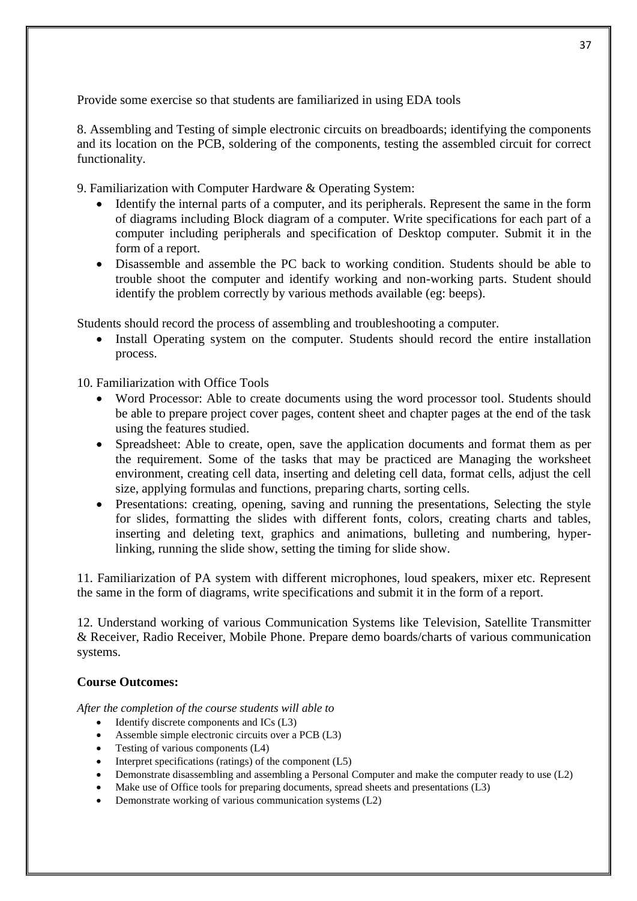Provide some exercise so that students are familiarized in using EDA tools

8. Assembling and Testing of simple electronic circuits on breadboards; identifying the components and its location on the PCB, soldering of the components, testing the assembled circuit for correct functionality.

9. Familiarization with Computer Hardware & Operating System:

- Identify the internal parts of a computer, and its peripherals. Represent the same in the form of diagrams including Block diagram of a computer. Write specifications for each part of a computer including peripherals and specification of Desktop computer. Submit it in the form of a report.
- Disassemble and assemble the PC back to working condition. Students should be able to trouble shoot the computer and identify working and non-working parts. Student should identify the problem correctly by various methods available (eg: beeps).

Students should record the process of assembling and troubleshooting a computer.

- Install Operating system on the computer. Students should record the entire installation process.

10. Familiarization with Office Tools

- Word Processor: Able to create documents using the word processor tool. Students should be able to prepare project cover pages, content sheet and chapter pages at the end of the task using the features studied.
- Spreadsheet: Able to create, open, save the application documents and format them as per the requirement. Some of the tasks that may be practiced are Managing the worksheet environment, creating cell data, inserting and deleting cell data, format cells, adjust the cell size, applying formulas and functions, preparing charts, sorting cells.
- Presentations: creating, opening, saving and running the presentations, Selecting the style for slides, formatting the slides with different fonts, colors, creating charts and tables, inserting and deleting text, graphics and animations, bulleting and numbering, hyper-linking, running the slide show, setting the timing for slide show.

11. Familiarization of PA system with different microphones, loud speakers, mixer etc. Represent the same in the form of diagrams, write specifications and submit it in the form of a report.

12. Understand working of various Communication Systems like Television, Satellite Transmitter & Receiver, Radio Receiver, Mobile Phone. Prepare demo boards/charts of various communication systems.

**Course Outcomes:**

*After the completion of the course students will able to*

- Identify discrete components and ICs (L3)
- Assemble simple electronic circuits over a PCB (L3)
- Testing of various components (L4)
- Interpret specifications (ratings) of the component (L5)
- Demonstrate disassembling and assembling a Personal Computer and make the computer ready to use (L2)
- Make use of Office tools for preparing documents, spread sheets and presentations (L3)
- Demonstrate working of various communication systems (L2)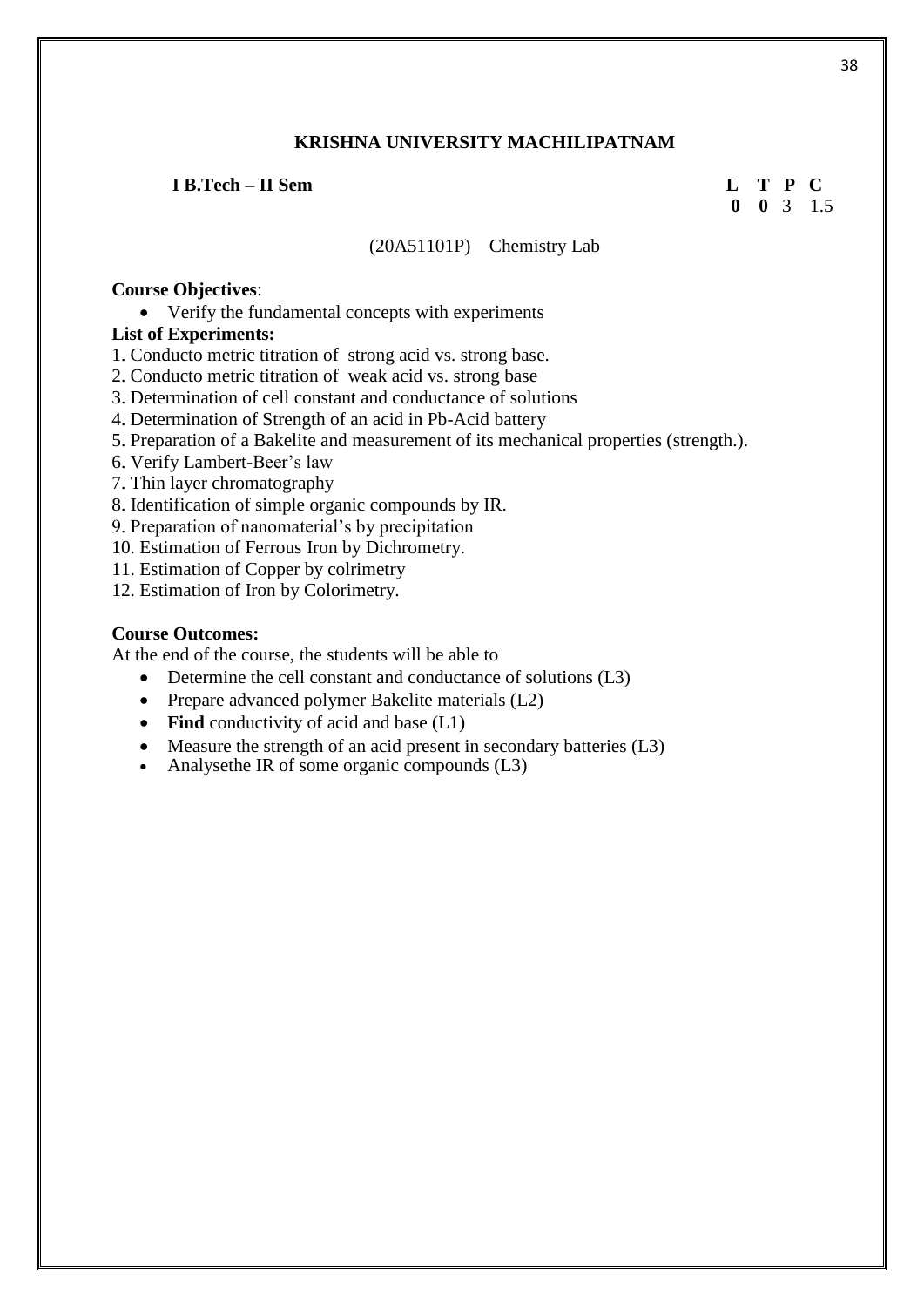**KRISHNA UNIVERSITY MACHILIPATNAM**

**I B.Tech – II Sem**

| L | T | P | C |
|---|---|---|---|
| **0** | **0** | 3 | 1.5 |

(20A51101P) Chemistry Lab

**Course Objectives**:

- Verify the fundamental concepts with experiments

**List of Experiments:**

1. Conducto metric titration of strong acid vs. strong base.
2. Conducto metric titration of weak acid vs. strong base
3. Determination of cell constant and conductance of solutions
4. Determination of Strength of an acid in Pb-Acid battery
5. Preparation of a Bakelite and measurement of its mechanical properties (strength.).
6. Verify Lambert-Beer's law
7. Thin layer chromatography
8. Identification of simple organic compounds by IR.
9. Preparation of nanomaterial's by precipitation
10. Estimation of Ferrous Iron by Dichrometry.
11. Estimation of Copper by colrimetry
12. Estimation of Iron by Colorimetry.

**Course Outcomes:**

At the end of the course, the students will be able to

- Determine the cell constant and conductance of solutions (L3)
- Prepare advanced polymer Bakelite materials (L2)
- **Find** conductivity of acid and base (L1)
- Measure the strength of an acid present in secondary batteries (L3)
- Analysethe IR of some organic compounds (L3)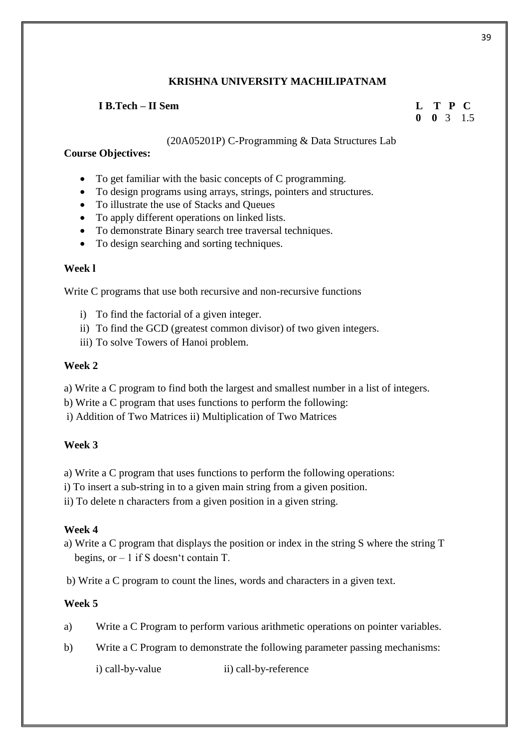**KRISHNA UNIVERSITY MACHILIPATNAM**

**I B.Tech – II Sem**

| L | T | P | C |
|---|---|---|---|
| **0** | **0** | 3 | 1.5 |

(20A05201P) C-Programming & Data Structures Lab

**Course Objectives:**

- To get familiar with the basic concepts of C programming.
- To design programs using arrays, strings, pointers and structures.
- To illustrate the use of Stacks and Queues
- To apply different operations on linked lists.
- To demonstrate Binary search tree traversal techniques.
- To design searching and sorting techniques.

**Week l**

Write C programs that use both recursive and non-recursive functions

i) To find the factorial of a given integer.
ii) To find the GCD (greatest common divisor) of two given integers.
iii) To solve Towers of Hanoi problem.

**Week 2**

a) Write a C program to find both the largest and smallest number in a list of integers.
b) Write a C program that uses functions to perform the following:
i) Addition of Two Matrices ii) Multiplication of Two Matrices

**Week 3**

a) Write a C program that uses functions to perform the following operations:
i) To insert a sub-string in to a given main string from a given position.
ii) To delete n characters from a given position in a given string.

**Week 4**

a) Write a C program that displays the position or index in the string S where the string T begins, or – 1 if S doesn't contain T.

b) Write a C program to count the lines, words and characters in a given text.

**Week 5**

a) Write a C Program to perform various arithmetic operations on pointer variables.

b) Write a C Program to demonstrate the following parameter passing mechanisms:

i) call-by-value ii) call-by-reference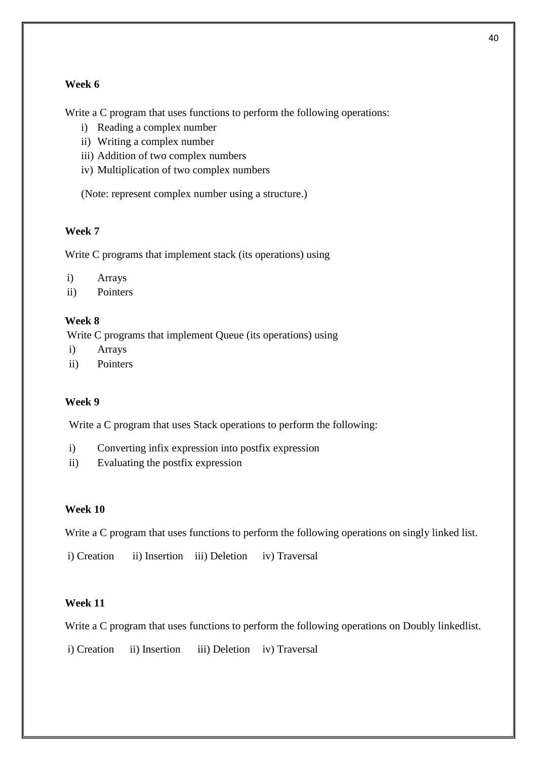**Week 6**

Write a C program that uses functions to perform the following operations:

i) Reading a complex number
ii) Writing a complex number
iii) Addition of two complex numbers
iv) Multiplication of two complex numbers

(Note: represent complex number using a structure.)

**Week 7**

Write C programs that implement stack (its operations) using

i) Arrays
ii) Pointers

**Week 8**

Write C programs that implement Queue (its operations) using

i) Arrays
ii) Pointers

**Week 9**

Write a C program that uses Stack operations to perform the following:

i) Converting infix expression into postfix expression
ii) Evaluating the postfix expression

**Week 10**

Write a C program that uses functions to perform the following operations on singly linked list.

i) Creation ii) Insertion iii) Deletion iv) Traversal

**Week 11**

Write a C program that uses functions to perform the following operations on Doubly linkedlist.

i) Creation ii) Insertion iii) Deletion iv) Traversal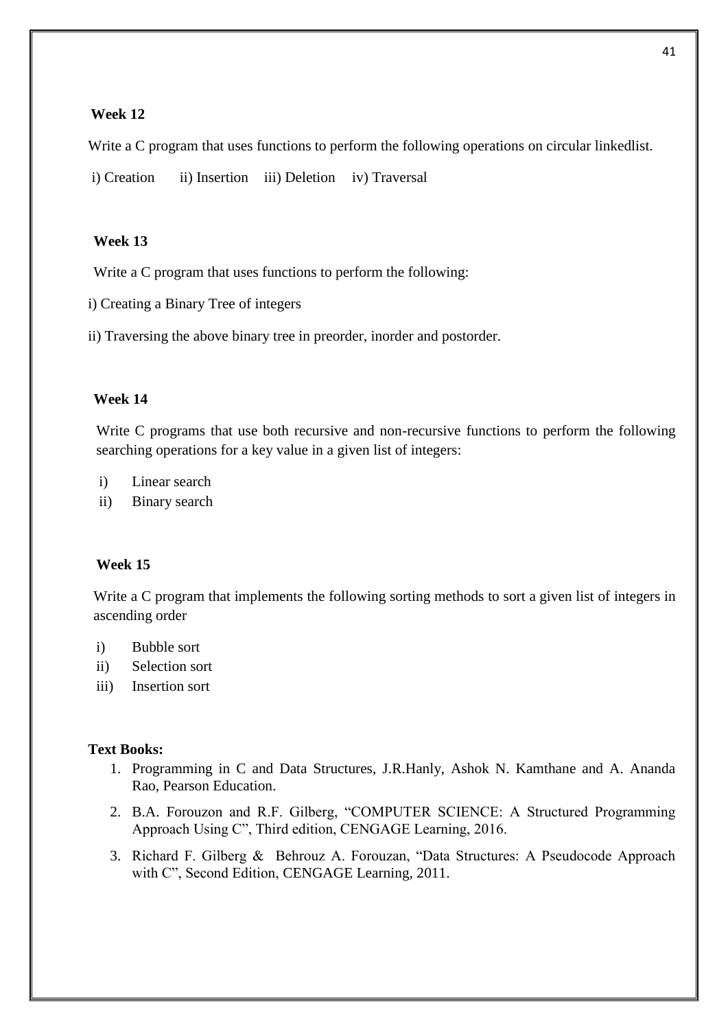**Week 12**

Write a C program that uses functions to perform the following operations on circular linkedlist.

i) Creation ii) Insertion iii) Deletion iv) Traversal

**Week 13**

Write a C program that uses functions to perform the following:

i) Creating a Binary Tree of integers

ii) Traversing the above binary tree in preorder, inorder and postorder.

**Week 14**

Write C programs that use both recursive and non-recursive functions to perform the following searching operations for a key value in a given list of integers:

i) Linear search
ii) Binary search

**Week 15**

Write a C program that implements the following sorting methods to sort a given list of integers in ascending order

i) Bubble sort
ii) Selection sort
iii) Insertion sort

**Text Books:**

1. Programming in C and Data Structures, J.R.Hanly, Ashok N. Kamthane and A. Ananda Rao, Pearson Education.
2. B.A. Forouzon and R.F. Gilberg, "COMPUTER SCIENCE: A Structured Programming Approach Using C", Third edition, CENGAGE Learning, 2016.
3. Richard F. Gilberg & Behrouz A. Forouzan, "Data Structures: A Pseudocode Approach with C", Second Edition, CENGAGE Learning, 2011.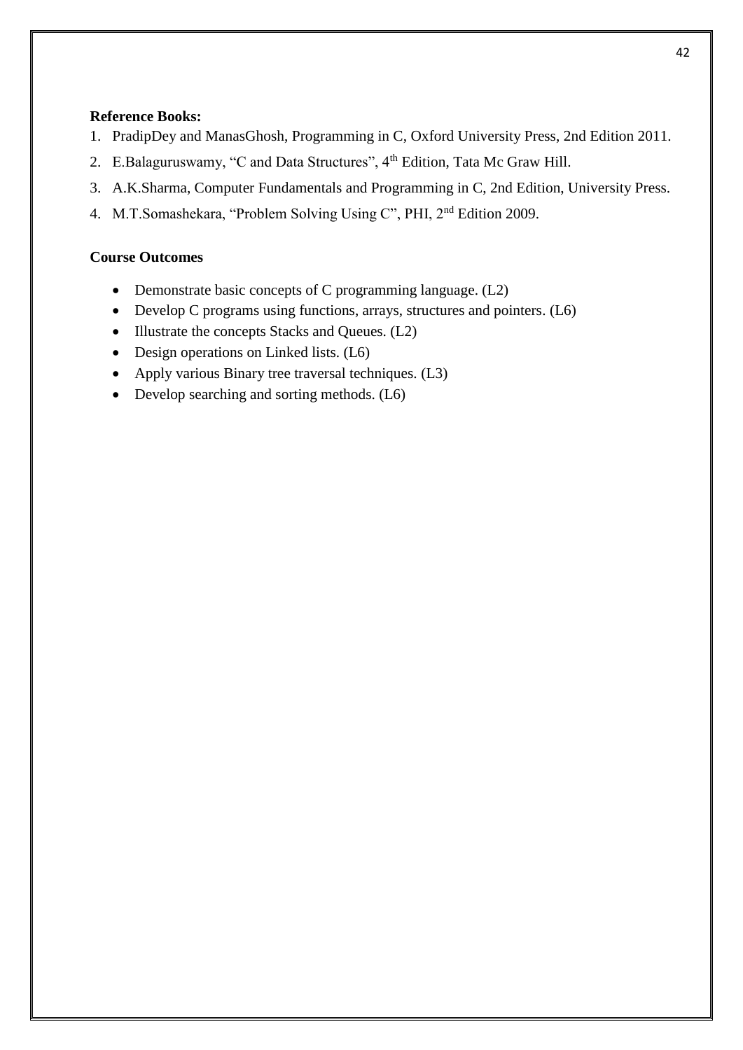**Reference Books:**

1. PradipDey and ManasGhosh, Programming in C, Oxford University Press, 2nd Edition 2011.
2. E.Balaguruswamy, “C and Data Structures”, 4th Edition, Tata Mc Graw Hill.
3. A.K.Sharma, Computer Fundamentals and Programming in C, 2nd Edition, University Press.
4. M.T.Somashekara, “Problem Solving Using C”, PHI, 2nd Edition 2009.

**Course Outcomes**

- Demonstrate basic concepts of C programming language. (L2)
- Develop C programs using functions, arrays, structures and pointers. (L6)
- Illustrate the concepts Stacks and Queues. (L2)
- Design operations on Linked lists. (L6)
- Apply various Binary tree traversal techniques. (L3)
- Develop searching and sorting methods. (L6)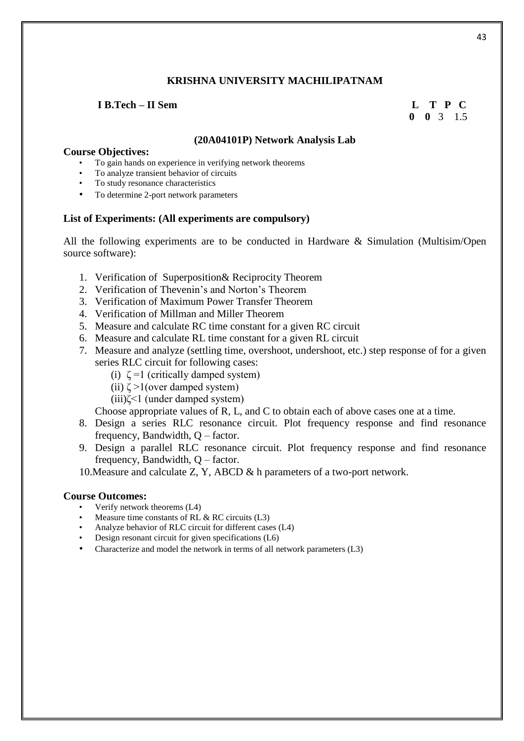**KRISHNA UNIVERSITY MACHILIPATNAM**

**I B.Tech – II Sem**

| L | T | P | C |
|---|---|---|---|
| 0 | 0 | 3 | 1.5 |

**(20A04101P) Network Analysis Lab**

**Course Objectives:**

- To gain hands on experience in verifying network theorems
- To analyze transient behavior of circuits
- To study resonance characteristics
- To determine 2-port network parameters

**List of Experiments: (All experiments are compulsory)**

All the following experiments are to be conducted in Hardware & Simulation (Multisim/Open source software):

1. Verification of Superposition& Reciprocity Theorem
2. Verification of Thevenin's and Norton's Theorem
3. Verification of Maximum Power Transfer Theorem
4. Verification of Millman and Miller Theorem
5. Measure and calculate RC time constant for a given RC circuit
6. Measure and calculate RL time constant for a given RL circuit
7. Measure and analyze (settling time, overshoot, undershoot, etc.) step response of for a given series RLC circuit for following cases:
   (i) $\zeta = 1$ (critically damped system)
   (ii) $\zeta > 1$(over damped system)
   (iii)$\zeta < 1$ (under damped system)
   
   Choose appropriate values of R, L, and C to obtain each of above cases one at a time.
8. Design a series RLC resonance circuit. Plot frequency response and find resonance frequency, Bandwidth, Q – factor.
9. Design a parallel RLC resonance circuit. Plot frequency response and find resonance frequency, Bandwidth, Q – factor.
10. Measure and calculate Z, Y, ABCD & h parameters of a two-port network.

**Course Outcomes:**

- Verify network theorems (L4)
- Measure time constants of RL & RC circuits (L3)
- Analyze behavior of RLC circuit for different cases (L4)
- Design resonant circuit for given specifications (L6)
- Characterize and model the network in terms of all network parameters (L3)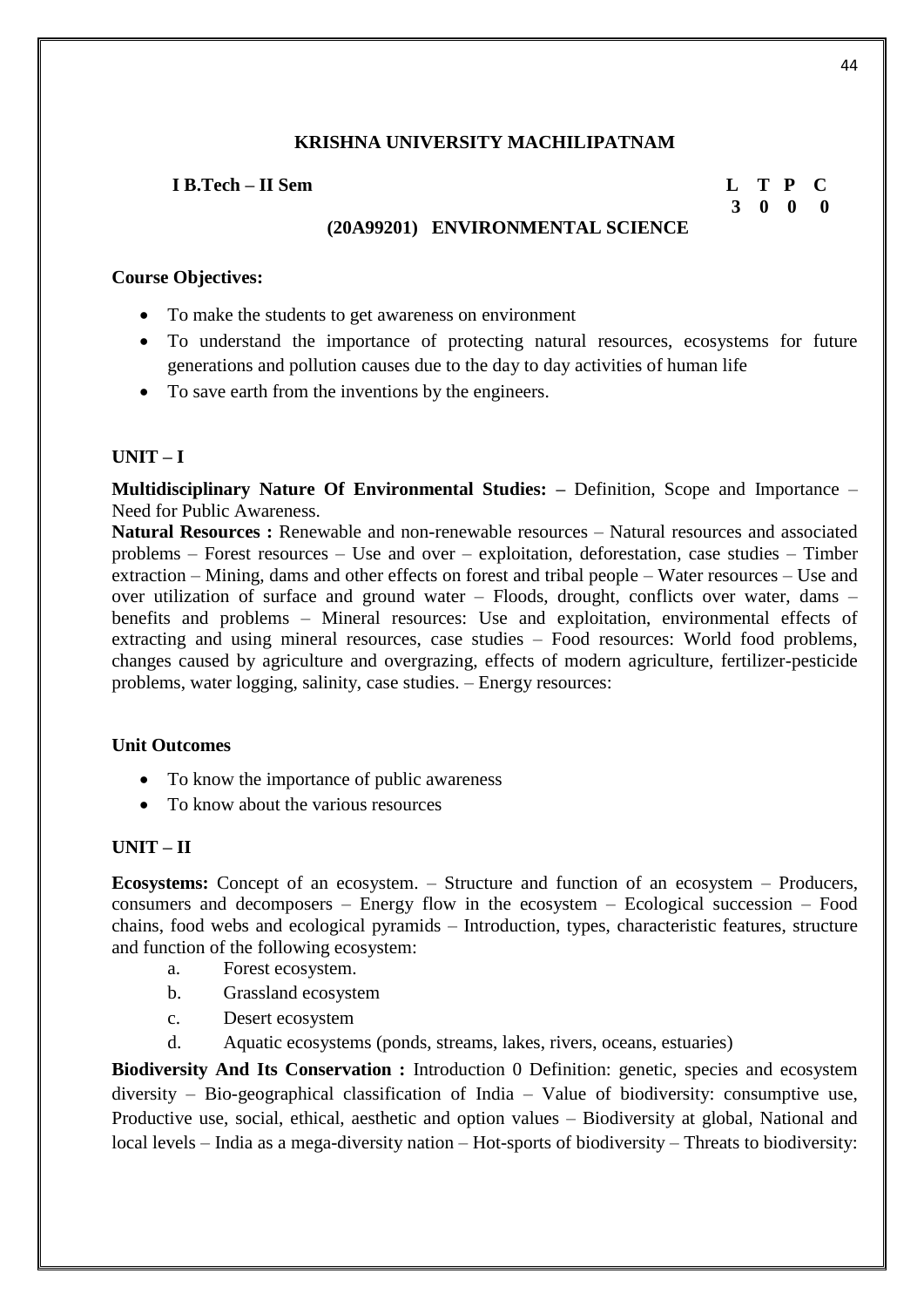**KRISHNA UNIVERSITY MACHILIPATNAM**

**I B.Tech – II Sem**

| L | T | P | C |
|---|---|---|---|
| 3 | 0 | 0 | 0 |

**(20A99201) ENVIRONMENTAL SCIENCE**

**Course Objectives:**

- To make the students to get awareness on environment
- To understand the importance of protecting natural resources, ecosystems for future generations and pollution causes due to the day to day activities of human life
- To save earth from the inventions by the engineers.

**UNIT – I**

**Multidisciplinary Nature Of Environmental Studies: –** Definition, Scope and Importance – Need for Public Awareness.

**Natural Resources :** Renewable and non-renewable resources – Natural resources and associated problems – Forest resources – Use and over – exploitation, deforestation, case studies – Timber extraction – Mining, dams and other effects on forest and tribal people – Water resources – Use and over utilization of surface and ground water – Floods, drought, conflicts over water, dams – benefits and problems – Mineral resources: Use and exploitation, environmental effects of extracting and using mineral resources, case studies – Food resources: World food problems, changes caused by agriculture and overgrazing, effects of modern agriculture, fertilizer-pesticide problems, water logging, salinity, case studies. – Energy resources:

**Unit Outcomes**

- To know the importance of public awareness
- To know about the various resources

**UNIT – II**

**Ecosystems:** Concept of an ecosystem. – Structure and function of an ecosystem – Producers, consumers and decomposers – Energy flow in the ecosystem – Ecological succession – Food chains, food webs and ecological pyramids – Introduction, types, characteristic features, structure and function of the following ecosystem:

a. Forest ecosystem.
b. Grassland ecosystem
c. Desert ecosystem
d. Aquatic ecosystems (ponds, streams, lakes, rivers, oceans, estuaries)

**Biodiversity And Its Conservation :** Introduction 0 Definition: genetic, species and ecosystem diversity – Bio-geographical classification of India – Value of biodiversity: consumptive use, Productive use, social, ethical, aesthetic and option values – Biodiversity at global, National and local levels – India as a mega-diversity nation – Hot-sports of biodiversity – Threats to biodiversity: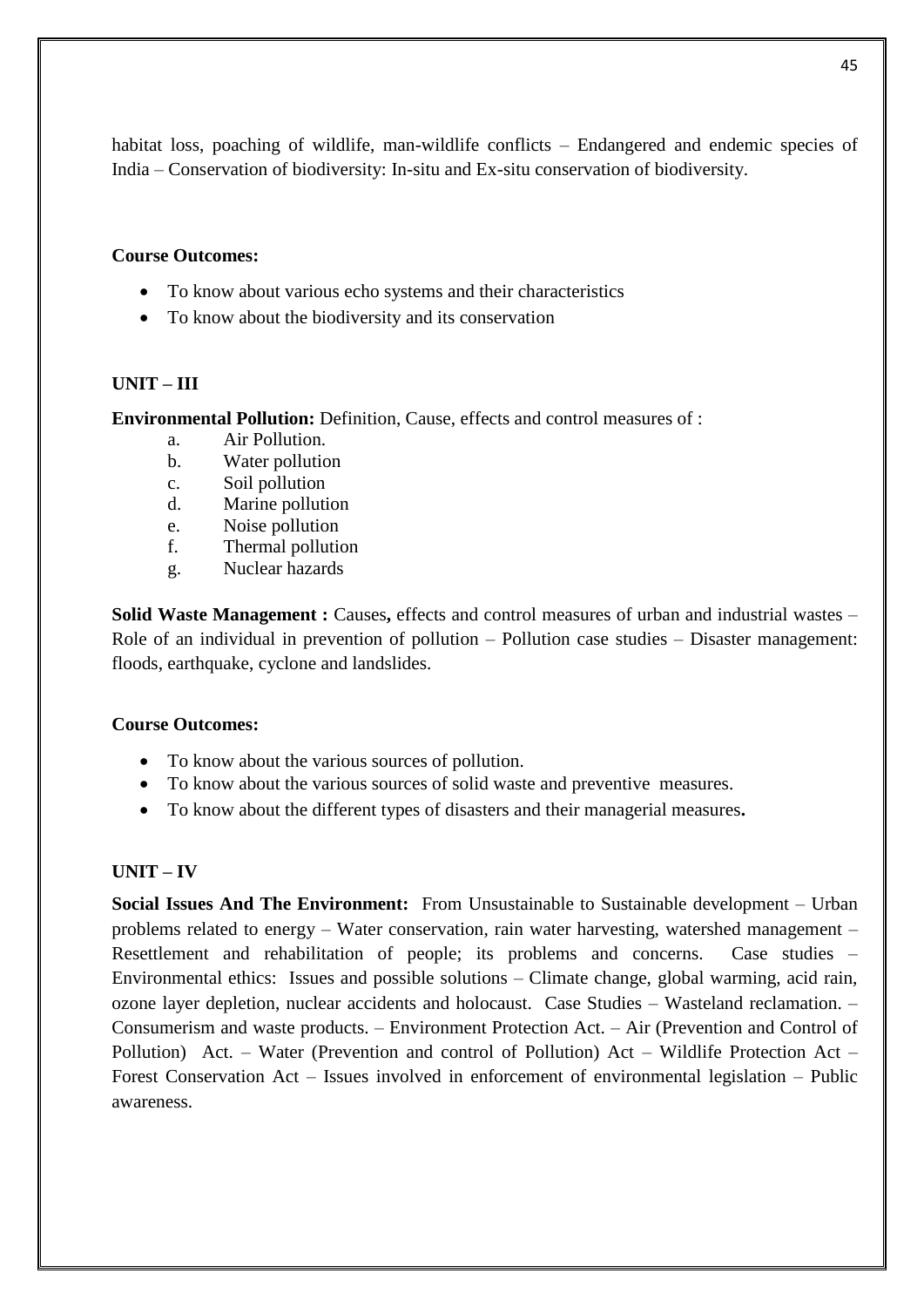habitat loss, poaching of wildlife, man-wildlife conflicts – Endangered and endemic species of India – Conservation of biodiversity: In-situ and Ex-situ conservation of biodiversity.

**Course Outcomes:**

- To know about various echo systems and their characteristics
- To know about the biodiversity and its conservation

**UNIT – III**

**Environmental Pollution:** Definition, Cause, effects and control measures of :

a. Air Pollution.
b. Water pollution
c. Soil pollution
d. Marine pollution
e. Noise pollution
f. Thermal pollution
g. Nuclear hazards

**Solid Waste Management :** Causes**,** effects and control measures of urban and industrial wastes – Role of an individual in prevention of pollution – Pollution case studies – Disaster management: floods, earthquake, cyclone and landslides.

**Course Outcomes:**

- To know about the various sources of pollution.
- To know about the various sources of solid waste and preventive measures.
- To know about the different types of disasters and their managerial measures**.**

**UNIT – IV**

**Social Issues And The Environment:** From Unsustainable to Sustainable development – Urban problems related to energy – Water conservation, rain water harvesting, watershed management – Resettlement and rehabilitation of people; its problems and concerns. Case studies – Environmental ethics: Issues and possible solutions – Climate change, global warming, acid rain, ozone layer depletion, nuclear accidents and holocaust. Case Studies – Wasteland reclamation. – Consumerism and waste products. – Environment Protection Act. – Air (Prevention and Control of Pollution) Act. – Water (Prevention and control of Pollution) Act – Wildlife Protection Act – Forest Conservation Act – Issues involved in enforcement of environmental legislation – Public awareness.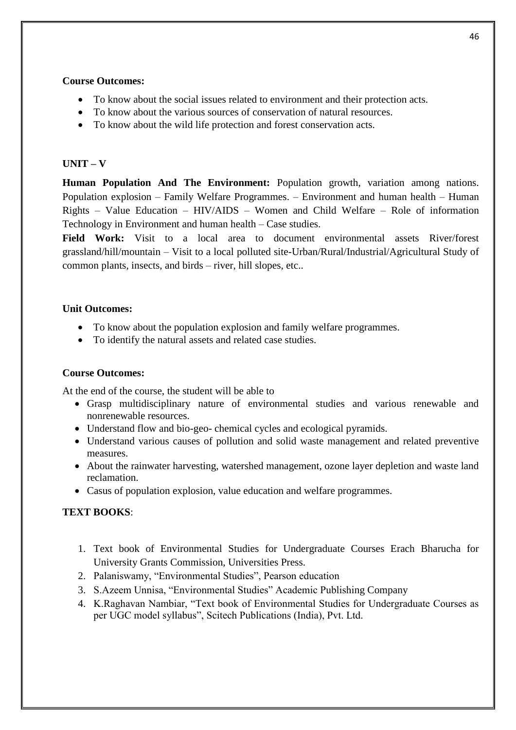**Course Outcomes:**

- To know about the social issues related to environment and their protection acts.
- To know about the various sources of conservation of natural resources.
- To know about the wild life protection and forest conservation acts.

**UNIT – V**

**Human Population And The Environment:** Population growth, variation among nations. Population explosion – Family Welfare Programmes. – Environment and human health – Human Rights – Value Education – HIV/AIDS – Women and Child Welfare – Role of information Technology in Environment and human health – Case studies.

**Field Work:** Visit to a local area to document environmental assets River/forest grassland/hill/mountain – Visit to a local polluted site-Urban/Rural/Industrial/Agricultural Study of common plants, insects, and birds – river, hill slopes, etc..

**Unit Outcomes:**

- To know about the population explosion and family welfare programmes.
- To identify the natural assets and related case studies.

**Course Outcomes:**

At the end of the course, the student will be able to

- Grasp multidisciplinary nature of environmental studies and various renewable and nonrenewable resources.
- Understand flow and bio-geo- chemical cycles and ecological pyramids.
- Understand various causes of pollution and solid waste management and related preventive measures.
- About the rainwater harvesting, watershed management, ozone layer depletion and waste land reclamation.
- Casus of population explosion, value education and welfare programmes.

**TEXT BOOKS**:

1. Text book of Environmental Studies for Undergraduate Courses Erach Bharucha for University Grants Commission, Universities Press.
2. Palaniswamy, "Environmental Studies", Pearson education
3. S.Azeem Unnisa, "Environmental Studies" Academic Publishing Company
4. K.Raghavan Nambiar, "Text book of Environmental Studies for Undergraduate Courses as per UGC model syllabus", Scitech Publications (India), Pvt. Ltd.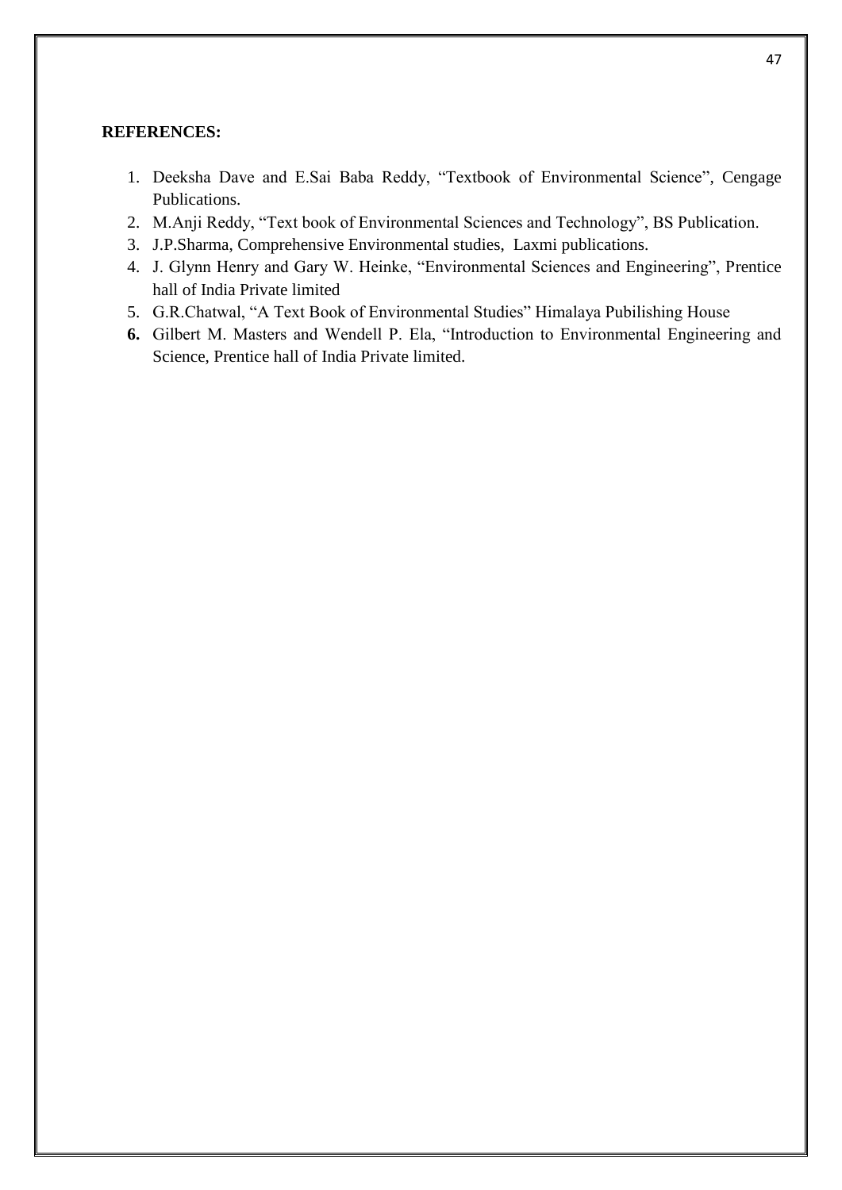**REFERENCES:**

1. Deeksha Dave and E.Sai Baba Reddy, "Textbook of Environmental Science", Cengage Publications.
2. M.Anji Reddy, "Text book of Environmental Sciences and Technology", BS Publication.
3. J.P.Sharma, Comprehensive Environmental studies, Laxmi publications.
4. J. Glynn Henry and Gary W. Heinke, "Environmental Sciences and Engineering", Prentice hall of India Private limited
5. G.R.Chatwal, "A Text Book of Environmental Studies" Himalaya Pubilishing House
6. Gilbert M. Masters and Wendell P. Ela, "Introduction to Environmental Engineering and Science, Prentice hall of India Private limited.